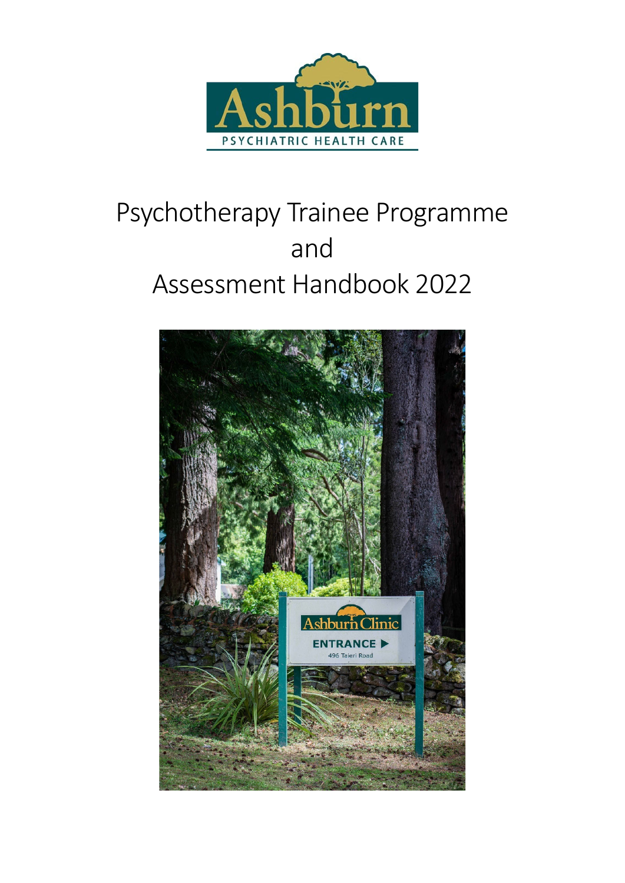# Psychotherapy Trainee Programme and Assessment Handbook 2022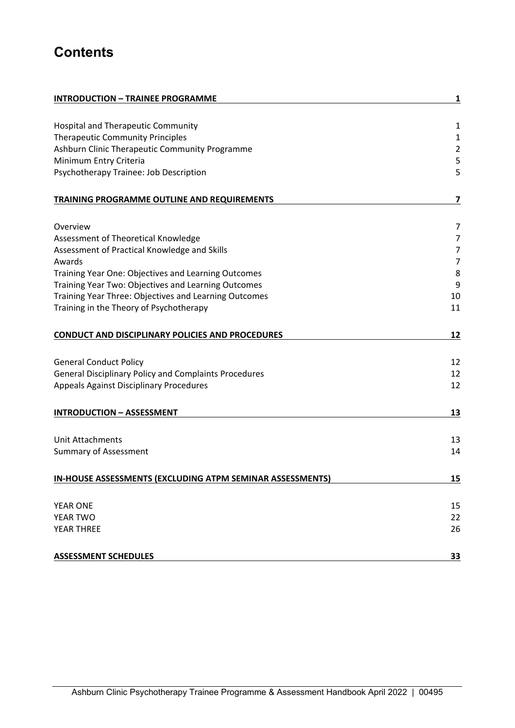# Contents

| | |
|---|---|
| **INTRODUCTION – TRAINEE PROGRAMME** | **1** |
| Hospital and Therapeutic Community | 1 |
| Therapeutic Community Principles | 1 |
| Ashburn Clinic Therapeutic Community Programme | 2 |
| Minimum Entry Criteria | 5 |
| Psychotherapy Trainee: Job Description | 5 |
| **TRAINING PROGRAMME OUTLINE AND REQUIREMENTS** | **7** |
| Overview | 7 |
| Assessment of Theoretical Knowledge | 7 |
| Assessment of Practical Knowledge and Skills | 7 |
| Awards | 7 |
| Training Year One: Objectives and Learning Outcomes | 8 |
| Training Year Two: Objectives and Learning Outcomes | 9 |
| Training Year Three: Objectives and Learning Outcomes | 10 |
| Training in the Theory of Psychotherapy | 11 |
| **CONDUCT AND DISCIPLINARY POLICIES AND PROCEDURES** | **12** |
| General Conduct Policy | 12 |
| General Disciplinary Policy and Complaints Procedures | 12 |
| Appeals Against Disciplinary Procedures | 12 |
| **INTRODUCTION – ASSESSMENT** | **13** |
| Unit Attachments | 13 |
| Summary of Assessment | 14 |
| **IN-HOUSE ASSESSMENTS (EXCLUDING ATPM SEMINAR ASSESSMENTS)** | **15** |
| YEAR ONE | 15 |
| YEAR TWO | 22 |
| YEAR THREE | 26 |
| **ASSESSMENT SCHEDULES** | **33** |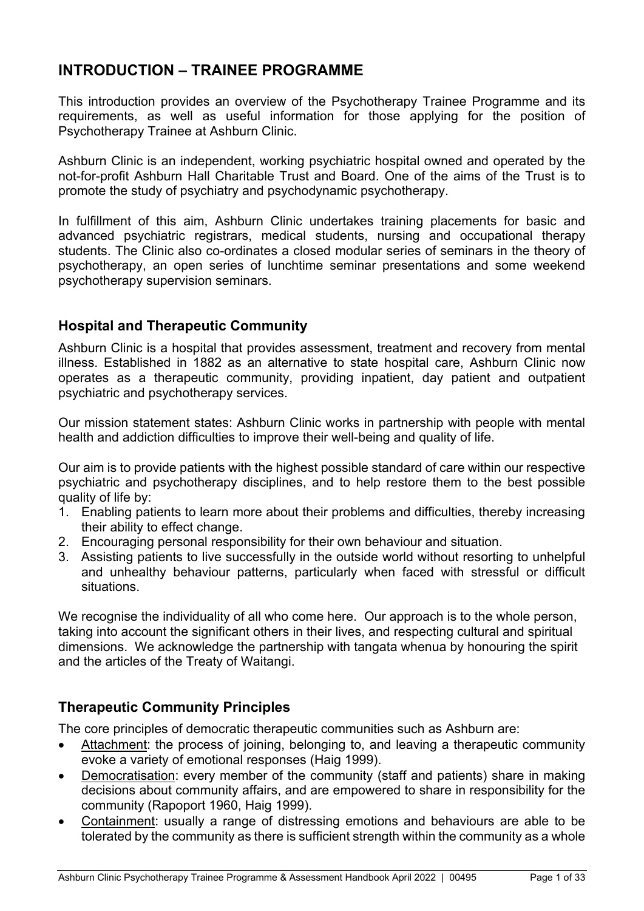# INTRODUCTION – TRAINEE PROGRAMME

This introduction provides an overview of the Psychotherapy Trainee Programme and its requirements, as well as useful information for those applying for the position of Psychotherapy Trainee at Ashburn Clinic.

Ashburn Clinic is an independent, working psychiatric hospital owned and operated by the not-for-profit Ashburn Hall Charitable Trust and Board. One of the aims of the Trust is to promote the study of psychiatry and psychodynamic psychotherapy.

In fulfillment of this aim, Ashburn Clinic undertakes training placements for basic and advanced psychiatric registrars, medical students, nursing and occupational therapy students. The Clinic also co-ordinates a closed modular series of seminars in the theory of psychotherapy, an open series of lunchtime seminar presentations and some weekend psychotherapy supervision seminars.

## Hospital and Therapeutic Community

Ashburn Clinic is a hospital that provides assessment, treatment and recovery from mental illness. Established in 1882 as an alternative to state hospital care, Ashburn Clinic now operates as a therapeutic community, providing inpatient, day patient and outpatient psychiatric and psychotherapy services.

Our mission statement states: Ashburn Clinic works in partnership with people with mental health and addiction difficulties to improve their well-being and quality of life.

Our aim is to provide patients with the highest possible standard of care within our respective psychiatric and psychotherapy disciplines, and to help restore them to the best possible quality of life by:

1. Enabling patients to learn more about their problems and difficulties, thereby increasing their ability to effect change.
2. Encouraging personal responsibility for their own behaviour and situation.
3. Assisting patients to live successfully in the outside world without resorting to unhelpful and unhealthy behaviour patterns, particularly when faced with stressful or difficult situations.

We recognise the individuality of all who come here. Our approach is to the whole person, taking into account the significant others in their lives, and respecting cultural and spiritual dimensions. We acknowledge the partnership with tangata whenua by honouring the spirit and the articles of the Treaty of Waitangi.

## Therapeutic Community Principles

The core principles of democratic therapeutic communities such as Ashburn are:

- Attachment: the process of joining, belonging to, and leaving a therapeutic community evoke a variety of emotional responses (Haig 1999).
- Democratisation: every member of the community (staff and patients) share in making decisions about community affairs, and are empowered to share in responsibility for the community (Rapoport 1960, Haig 1999).
- Containment: usually a range of distressing emotions and behaviours are able to be tolerated by the community as there is sufficient strength within the community as a whole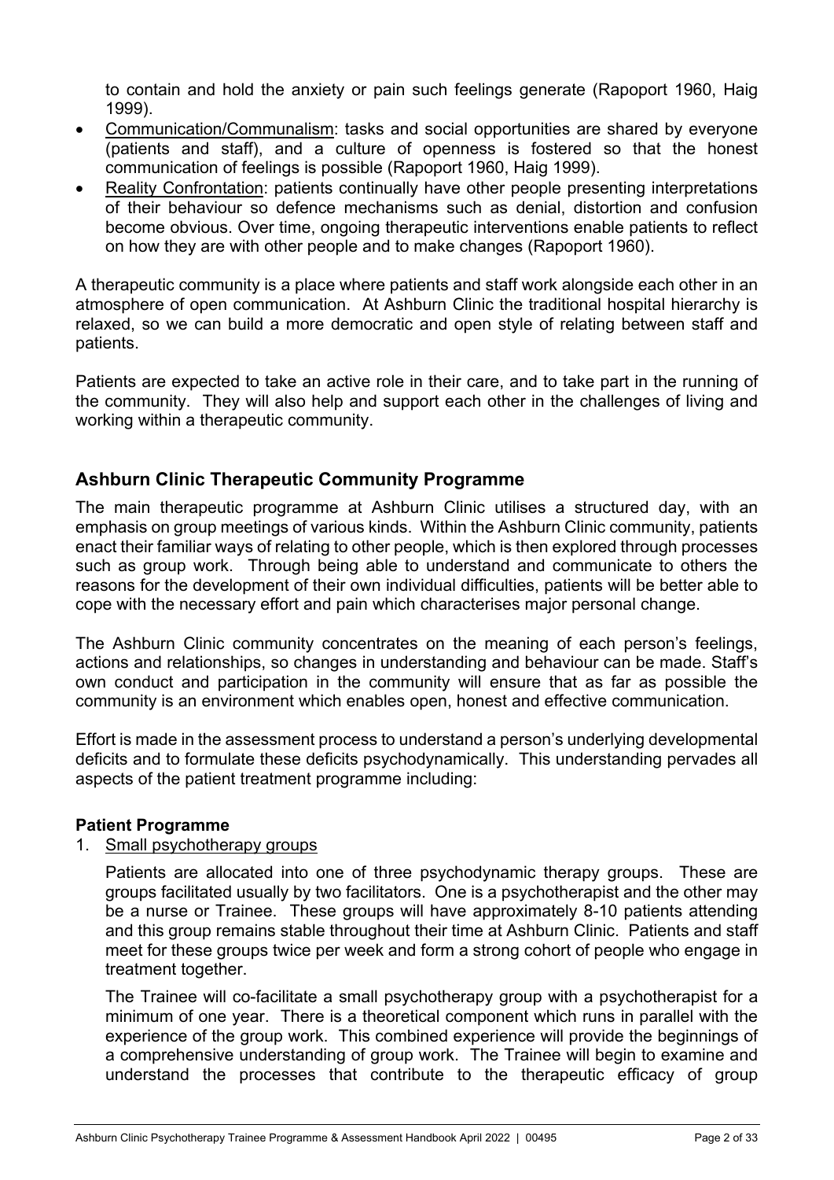to contain and hold the anxiety or pain such feelings generate (Rapoport 1960, Haig 1999).

- Communication/Communalism: tasks and social opportunities are shared by everyone (patients and staff), and a culture of openness is fostered so that the honest communication of feelings is possible (Rapoport 1960, Haig 1999).
- Reality Confrontation: patients continually have other people presenting interpretations of their behaviour so defence mechanisms such as denial, distortion and confusion become obvious. Over time, ongoing therapeutic interventions enable patients to reflect on how they are with other people and to make changes (Rapoport 1960).

A therapeutic community is a place where patients and staff work alongside each other in an atmosphere of open communication. At Ashburn Clinic the traditional hospital hierarchy is relaxed, so we can build a more democratic and open style of relating between staff and patients.

Patients are expected to take an active role in their care, and to take part in the running of the community. They will also help and support each other in the challenges of living and working within a therapeutic community.

## Ashburn Clinic Therapeutic Community Programme

The main therapeutic programme at Ashburn Clinic utilises a structured day, with an emphasis on group meetings of various kinds. Within the Ashburn Clinic community, patients enact their familiar ways of relating to other people, which is then explored through processes such as group work. Through being able to understand and communicate to others the reasons for the development of their own individual difficulties, patients will be better able to cope with the necessary effort and pain which characterises major personal change.

The Ashburn Clinic community concentrates on the meaning of each person's feelings, actions and relationships, so changes in understanding and behaviour can be made. Staff's own conduct and participation in the community will ensure that as far as possible the community is an environment which enables open, honest and effective communication.

Effort is made in the assessment process to understand a person's underlying developmental deficits and to formulate these deficits psychodynamically. This understanding pervades all aspects of the patient treatment programme including:

### Patient Programme

1. Small psychotherapy groups

   Patients are allocated into one of three psychodynamic therapy groups. These are groups facilitated usually by two facilitators. One is a psychotherapist and the other may be a nurse or Trainee. These groups will have approximately 8-10 patients attending and this group remains stable throughout their time at Ashburn Clinic. Patients and staff meet for these groups twice per week and form a strong cohort of people who engage in treatment together.

   The Trainee will co-facilitate a small psychotherapy group with a psychotherapist for a minimum of one year. There is a theoretical component which runs in parallel with the experience of the group work. This combined experience will provide the beginnings of a comprehensive understanding of group work. The Trainee will begin to examine and understand the processes that contribute to the therapeutic efficacy of group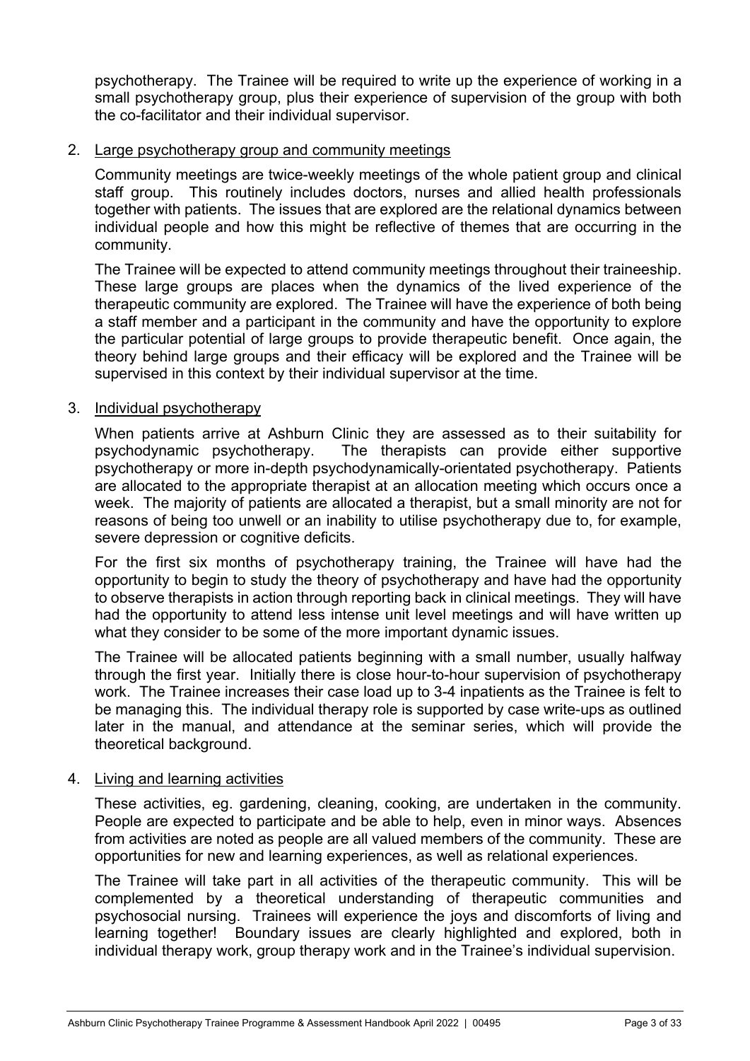psychotherapy. The Trainee will be required to write up the experience of working in a small psychotherapy group, plus their experience of supervision of the group with both the co-facilitator and their individual supervisor.

2. Large psychotherapy group and community meetings

   Community meetings are twice-weekly meetings of the whole patient group and clinical staff group. This routinely includes doctors, nurses and allied health professionals together with patients. The issues that are explored are the relational dynamics between individual people and how this might be reflective of themes that are occurring in the community.

   The Trainee will be expected to attend community meetings throughout their traineeship. These large groups are places when the dynamics of the lived experience of the therapeutic community are explored. The Trainee will have the experience of both being a staff member and a participant in the community and have the opportunity to explore the particular potential of large groups to provide therapeutic benefit. Once again, the theory behind large groups and their efficacy will be explored and the Trainee will be supervised in this context by their individual supervisor at the time.

3. Individual psychotherapy

   When patients arrive at Ashburn Clinic they are assessed as to their suitability for psychodynamic psychotherapy. The therapists can provide either supportive psychotherapy or more in-depth psychodynamically-orientated psychotherapy. Patients are allocated to the appropriate therapist at an allocation meeting which occurs once a week. The majority of patients are allocated a therapist, but a small minority are not for reasons of being too unwell or an inability to utilise psychotherapy due to, for example, severe depression or cognitive deficits.

   For the first six months of psychotherapy training, the Trainee will have had the opportunity to begin to study the theory of psychotherapy and have had the opportunity to observe therapists in action through reporting back in clinical meetings. They will have had the opportunity to attend less intense unit level meetings and will have written up what they consider to be some of the more important dynamic issues.

   The Trainee will be allocated patients beginning with a small number, usually halfway through the first year. Initially there is close hour-to-hour supervision of psychotherapy work. The Trainee increases their case load up to 3-4 inpatients as the Trainee is felt to be managing this. The individual therapy role is supported by case write-ups as outlined later in the manual, and attendance at the seminar series, which will provide the theoretical background.

4. Living and learning activities

   These activities, eg. gardening, cleaning, cooking, are undertaken in the community. People are expected to participate and be able to help, even in minor ways. Absences from activities are noted as people are all valued members of the community. These are opportunities for new and learning experiences, as well as relational experiences.

   The Trainee will take part in all activities of the therapeutic community. This will be complemented by a theoretical understanding of therapeutic communities and psychosocial nursing. Trainees will experience the joys and discomforts of living and learning together! Boundary issues are clearly highlighted and explored, both in individual therapy work, group therapy work and in the Trainee's individual supervision.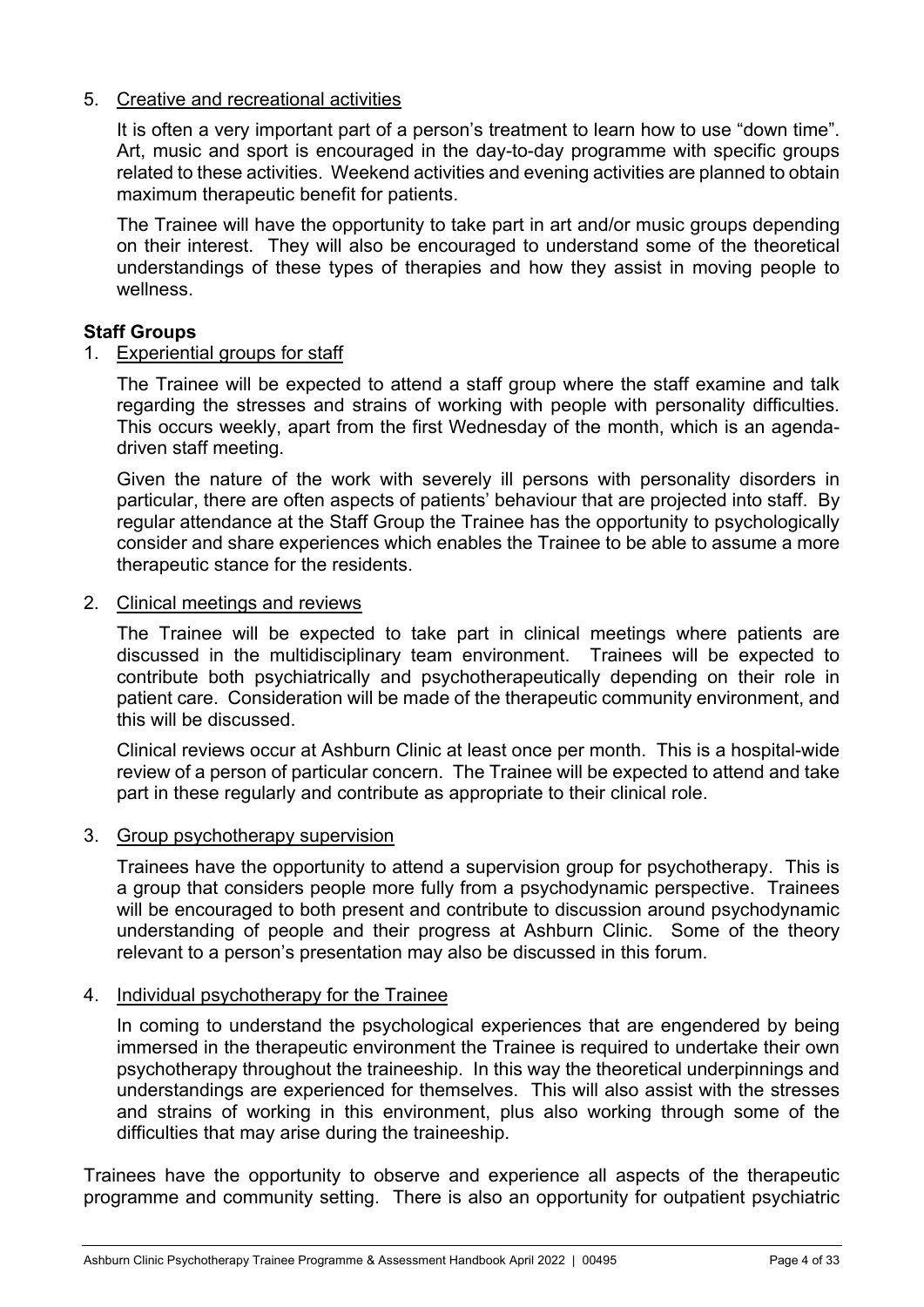5. <u>Creative and recreational activities</u>

   It is often a very important part of a person's treatment to learn how to use "down time". Art, music and sport is encouraged in the day-to-day programme with specific groups related to these activities. Weekend activities and evening activities are planned to obtain maximum therapeutic benefit for patients.

   The Trainee will have the opportunity to take part in art and/or music groups depending on their interest. They will also be encouraged to understand some of the theoretical understandings of these types of therapies and how they assist in moving people to wellness.

**Staff Groups**

1. <u>Experiential groups for staff</u>

   The Trainee will be expected to attend a staff group where the staff examine and talk regarding the stresses and strains of working with people with personality difficulties. This occurs weekly, apart from the first Wednesday of the month, which is an agenda-driven staff meeting.

   Given the nature of the work with severely ill persons with personality disorders in particular, there are often aspects of patients' behaviour that are projected into staff. By regular attendance at the Staff Group the Trainee has the opportunity to psychologically consider and share experiences which enables the Trainee to be able to assume a more therapeutic stance for the residents.

2. <u>Clinical meetings and reviews</u>

   The Trainee will be expected to take part in clinical meetings where patients are discussed in the multidisciplinary team environment. Trainees will be expected to contribute both psychiatrically and psychotherapeutically depending on their role in patient care. Consideration will be made of the therapeutic community environment, and this will be discussed.

   Clinical reviews occur at Ashburn Clinic at least once per month. This is a hospital-wide review of a person of particular concern. The Trainee will be expected to attend and take part in these regularly and contribute as appropriate to their clinical role.

3. <u>Group psychotherapy supervision</u>

   Trainees have the opportunity to attend a supervision group for psychotherapy. This is a group that considers people more fully from a psychodynamic perspective. Trainees will be encouraged to both present and contribute to discussion around psychodynamic understanding of people and their progress at Ashburn Clinic. Some of the theory relevant to a person's presentation may also be discussed in this forum.

4. <u>Individual psychotherapy for the Trainee</u>

   In coming to understand the psychological experiences that are engendered by being immersed in the therapeutic environment the Trainee is required to undertake their own psychotherapy throughout the traineeship. In this way the theoretical underpinnings and understandings are experienced for themselves. This will also assist with the stresses and strains of working in this environment, plus also working through some of the difficulties that may arise during the traineeship.

Trainees have the opportunity to observe and experience all aspects of the therapeutic programme and community setting. There is also an opportunity for outpatient psychiatric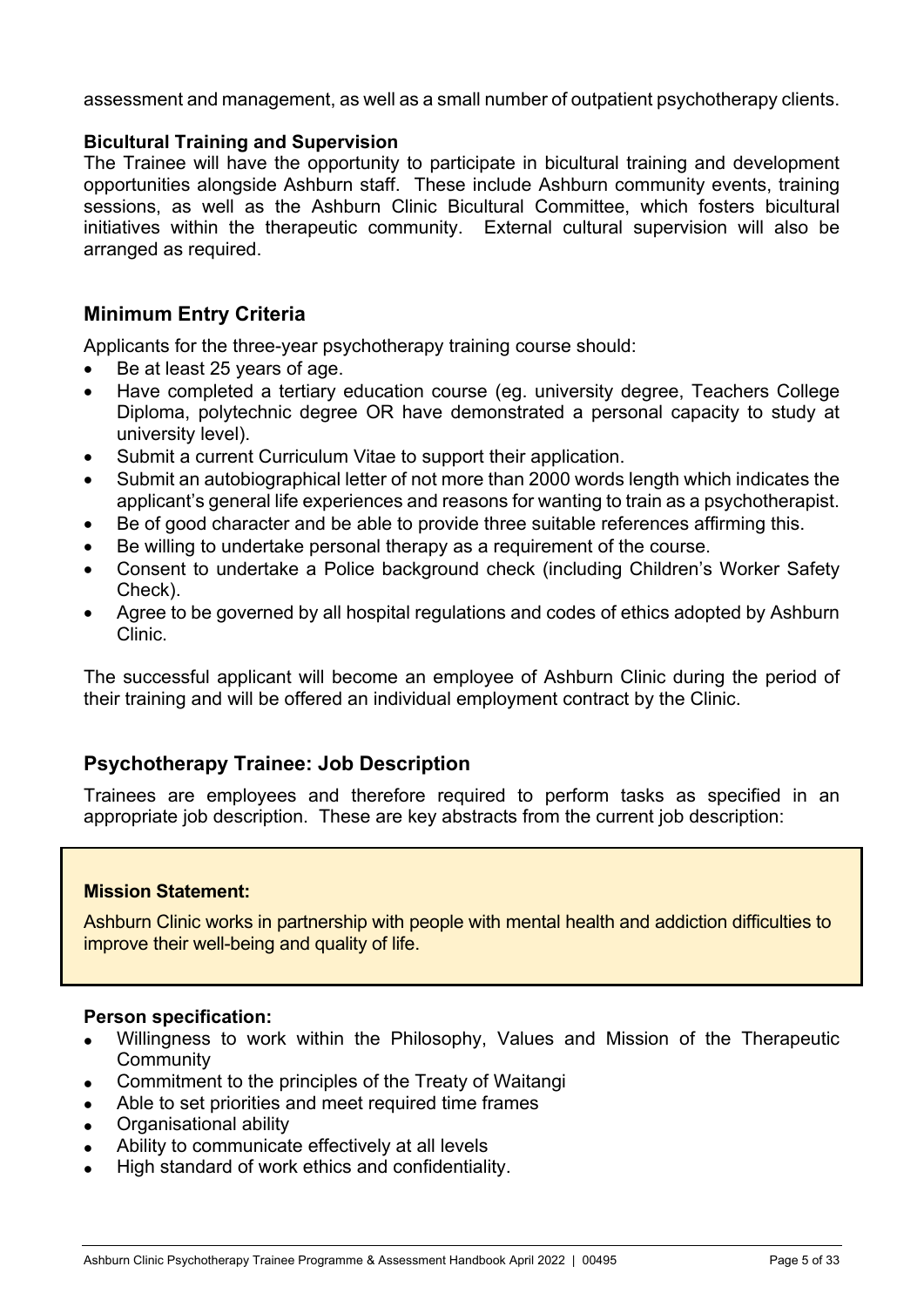assessment and management, as well as a small number of outpatient psychotherapy clients.

**Bicultural Training and Supervision**

The Trainee will have the opportunity to participate in bicultural training and development opportunities alongside Ashburn staff. These include Ashburn community events, training sessions, as well as the Ashburn Clinic Bicultural Committee, which fosters bicultural initiatives within the therapeutic community. External cultural supervision will also be arranged as required.

## Minimum Entry Criteria

Applicants for the three-year psychotherapy training course should:

- Be at least 25 years of age.
- Have completed a tertiary education course (eg. university degree, Teachers College Diploma, polytechnic degree OR have demonstrated a personal capacity to study at university level).
- Submit a current Curriculum Vitae to support their application.
- Submit an autobiographical letter of not more than 2000 words length which indicates the applicant's general life experiences and reasons for wanting to train as a psychotherapist.
- Be of good character and be able to provide three suitable references affirming this.
- Be willing to undertake personal therapy as a requirement of the course.
- Consent to undertake a Police background check (including Children's Worker Safety Check).
- Agree to be governed by all hospital regulations and codes of ethics adopted by Ashburn Clinic.

The successful applicant will become an employee of Ashburn Clinic during the period of their training and will be offered an individual employment contract by the Clinic.

## Psychotherapy Trainee: Job Description

Trainees are employees and therefore required to perform tasks as specified in an appropriate job description. These are key abstracts from the current job description:

**Mission Statement:**

Ashburn Clinic works in partnership with people with mental health and addiction difficulties to improve their well-being and quality of life.

**Person specification:**

- Willingness to work within the Philosophy, Values and Mission of the Therapeutic Community
- Commitment to the principles of the Treaty of Waitangi
- Able to set priorities and meet required time frames
- Organisational ability
- Ability to communicate effectively at all levels
- High standard of work ethics and confidentiality.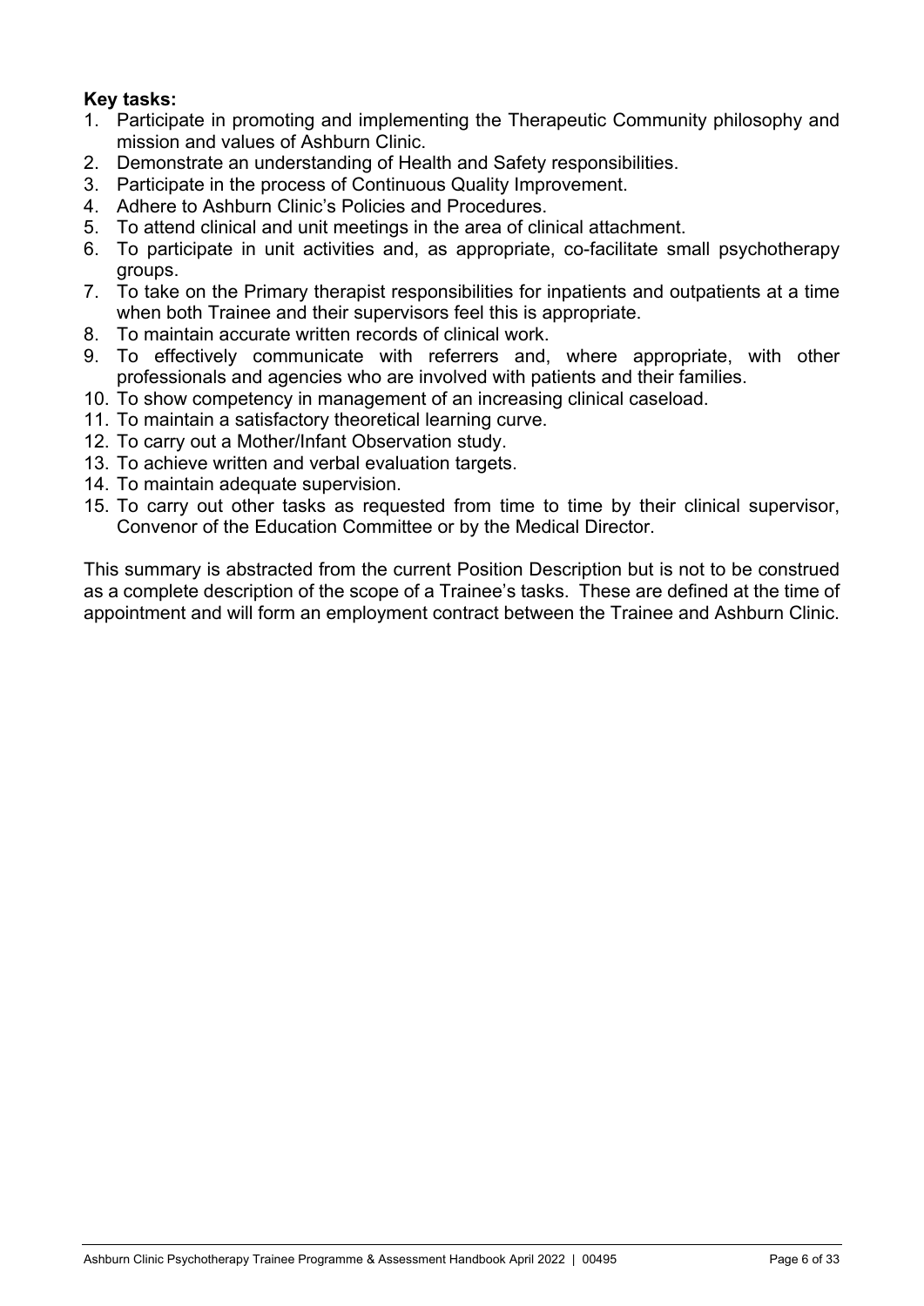**Key tasks:**

1. Participate in promoting and implementing the Therapeutic Community philosophy and mission and values of Ashburn Clinic.
2. Demonstrate an understanding of Health and Safety responsibilities.
3. Participate in the process of Continuous Quality Improvement.
4. Adhere to Ashburn Clinic's Policies and Procedures.
5. To attend clinical and unit meetings in the area of clinical attachment.
6. To participate in unit activities and, as appropriate, co-facilitate small psychotherapy groups.
7. To take on the Primary therapist responsibilities for inpatients and outpatients at a time when both Trainee and their supervisors feel this is appropriate.
8. To maintain accurate written records of clinical work.
9. To effectively communicate with referrers and, where appropriate, with other professionals and agencies who are involved with patients and their families.
10. To show competency in management of an increasing clinical caseload.
11. To maintain a satisfactory theoretical learning curve.
12. To carry out a Mother/Infant Observation study.
13. To achieve written and verbal evaluation targets.
14. To maintain adequate supervision.
15. To carry out other tasks as requested from time to time by their clinical supervisor, Convenor of the Education Committee or by the Medical Director.

This summary is abstracted from the current Position Description but is not to be construed as a complete description of the scope of a Trainee's tasks. These are defined at the time of appointment and will form an employment contract between the Trainee and Ashburn Clinic.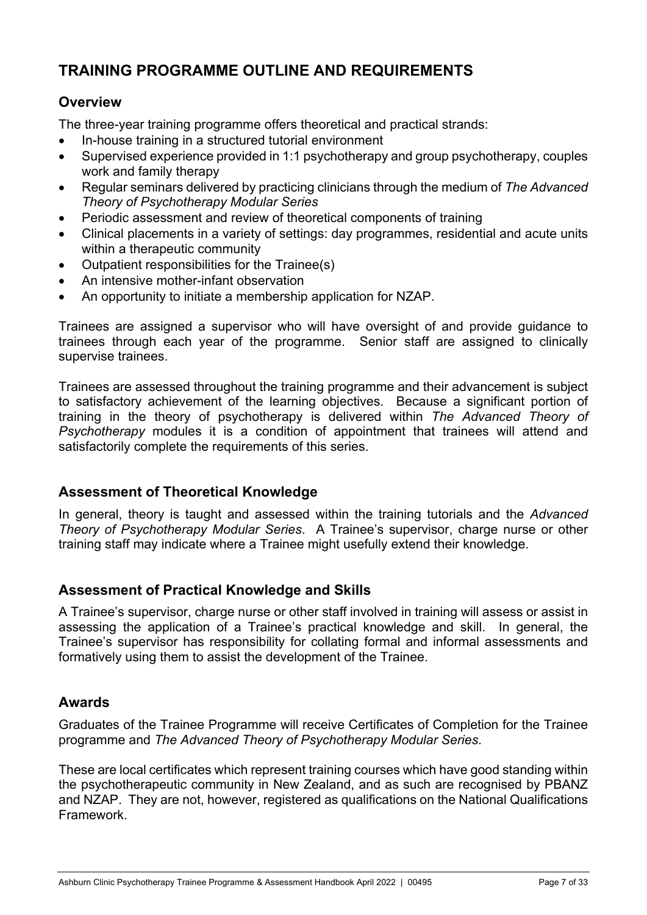# TRAINING PROGRAMME OUTLINE AND REQUIREMENTS

## Overview

The three-year training programme offers theoretical and practical strands:

- In-house training in a structured tutorial environment
- Supervised experience provided in 1:1 psychotherapy and group psychotherapy, couples work and family therapy
- Regular seminars delivered by practicing clinicians through the medium of *The Advanced Theory of Psychotherapy Modular Series*
- Periodic assessment and review of theoretical components of training
- Clinical placements in a variety of settings: day programmes, residential and acute units within a therapeutic community
- Outpatient responsibilities for the Trainee(s)
- An intensive mother-infant observation
- An opportunity to initiate a membership application for NZAP.

Trainees are assigned a supervisor who will have oversight of and provide guidance to trainees through each year of the programme. Senior staff are assigned to clinically supervise trainees.

Trainees are assessed throughout the training programme and their advancement is subject to satisfactory achievement of the learning objectives. Because a significant portion of training in the theory of psychotherapy is delivered within *The Advanced Theory of Psychotherapy* modules it is a condition of appointment that trainees will attend and satisfactorily complete the requirements of this series.

## Assessment of Theoretical Knowledge

In general, theory is taught and assessed within the training tutorials and the *Advanced Theory of Psychotherapy Modular Series*. A Trainee's supervisor, charge nurse or other training staff may indicate where a Trainee might usefully extend their knowledge.

## Assessment of Practical Knowledge and Skills

A Trainee's supervisor, charge nurse or other staff involved in training will assess or assist in assessing the application of a Trainee's practical knowledge and skill. In general, the Trainee's supervisor has responsibility for collating formal and informal assessments and formatively using them to assist the development of the Trainee.

## Awards

Graduates of the Trainee Programme will receive Certificates of Completion for the Trainee programme and *The Advanced Theory of Psychotherapy Modular Series*.

These are local certificates which represent training courses which have good standing within the psychotherapeutic community in New Zealand, and as such are recognised by PBANZ and NZAP. They are not, however, registered as qualifications on the National Qualifications Framework.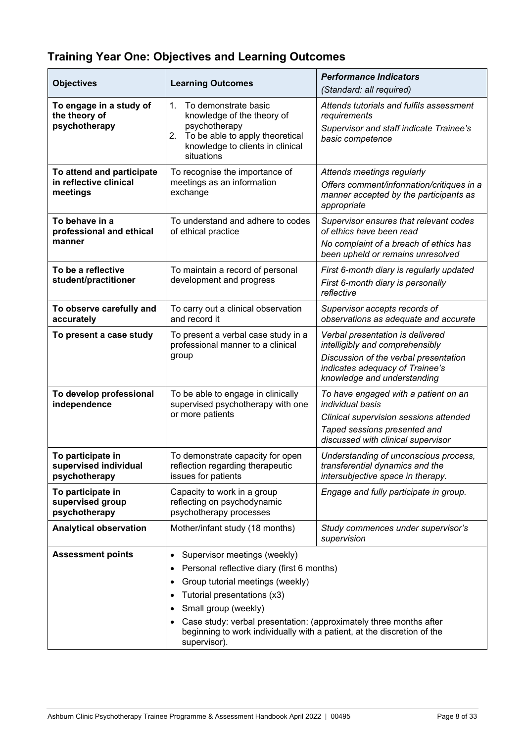## Training Year One: Objectives and Learning Outcomes

| Objectives | Learning Outcomes | *Performance Indicators* *(Standard: all required)* |
|---|---|---|
| **To engage in a study of the theory of psychotherapy** | 1. To demonstrate basic knowledge of the theory of psychotherapy<br>2. To be able to apply theoretical knowledge to clients in clinical situations | *Attends tutorials and fulfils assessment requirements*<br>*Supervisor and staff indicate Trainee's basic competence* |
| **To attend and participate in reflective clinical meetings** | To recognise the importance of meetings as an information exchange | *Attends meetings regularly*<br>*Offers comment/information/critiques in a manner accepted by the participants as appropriate* |
| **To behave in a professional and ethical manner** | To understand and adhere to codes of ethical practice | *Supervisor ensures that relevant codes of ethics have been read*<br>*No complaint of a breach of ethics has been upheld or remains unresolved* |
| **To be a reflective student/practitioner** | To maintain a record of personal development and progress | *First 6-month diary is regularly updated*<br>*First 6-month diary is personally reflective* |
| **To observe carefully and accurately** | To carry out a clinical observation and record it | *Supervisor accepts records of observations as adequate and accurate* |
| **To present a case study** | To present a verbal case study in a professional manner to a clinical group | *Verbal presentation is delivered intelligibly and comprehensibly*<br>*Discussion of the verbal presentation indicates adequacy of Trainee's knowledge and understanding* |
| **To develop professional independence** | To be able to engage in clinically supervised psychotherapy with one or more patients | *To have engaged with a patient on an individual basis*<br>*Clinical supervision sessions attended*<br>*Taped sessions presented and discussed with clinical supervisor* |
| **To participate in supervised individual psychotherapy** | To demonstrate capacity for open reflection regarding therapeutic issues for patients | *Understanding of unconscious process, transferential dynamics and the intersubjective space in therapy.* |
| **To participate in supervised group psychotherapy** | Capacity to work in a group reflecting on psychodynamic psychotherapy processes | *Engage and fully participate in group.* |
| **Analytical observation** | Mother/infant study (18 months) | *Study commences under supervisor's supervision* |
| **Assessment points** | • Supervisor meetings (weekly)<br>• Personal reflective diary (first 6 months)<br>• Group tutorial meetings (weekly)<br>• Tutorial presentations (x3)<br>• Small group (weekly)<br>• Case study: verbal presentation: (approximately three months after beginning to work individually with a patient, at the discretion of the supervisor). | |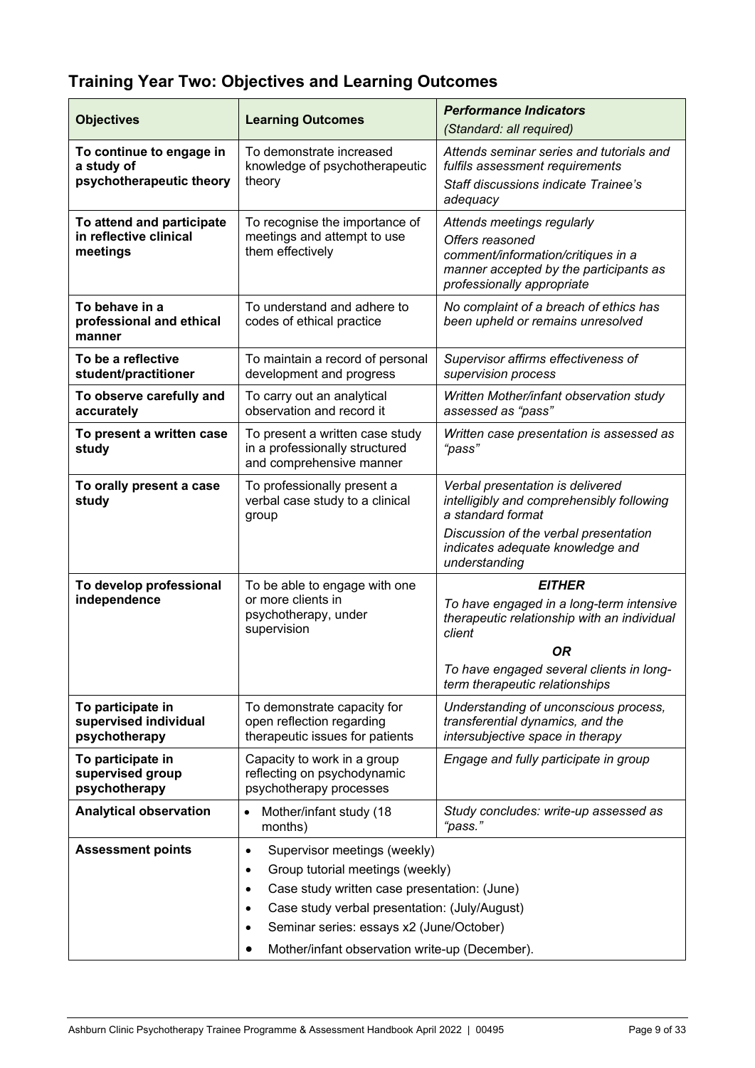## Training Year Two: Objectives and Learning Outcomes

| **Objectives** | **Learning Outcomes** | ***Performance Indicators*** *(Standard: all required)* |
|---|---|---|
| **To continue to engage in a study of psychotherapeutic theory** | To demonstrate increased knowledge of psychotherapeutic theory | *Attends seminar series and tutorials and fulfils assessment requirements* <br> *Staff discussions indicate Trainee's adequacy* |
| **To attend and participate in reflective clinical meetings** | To recognise the importance of meetings and attempt to use them effectively | *Attends meetings regularly* <br> *Offers reasoned comment/information/critiques in a manner accepted by the participants as professionally appropriate* |
| **To behave in a professional and ethical manner** | To understand and adhere to codes of ethical practice | *No complaint of a breach of ethics has been upheld or remains unresolved* |
| **To be a reflective student/practitioner** | To maintain a record of personal development and progress | *Supervisor affirms effectiveness of supervision process* |
| **To observe carefully and accurately** | To carry out an analytical observation and record it | *Written Mother/infant observation study assessed as "pass"* |
| **To present a written case study** | To present a written case study in a professionally structured and comprehensive manner | *Written case presentation is assessed as "pass"* |
| **To orally present a case study** | To professionally present a verbal case study to a clinical group | *Verbal presentation is delivered intelligibly and comprehensibly following a standard format* <br> *Discussion of the verbal presentation indicates adequate knowledge and understanding* |
| **To develop professional independence** | To be able to engage with one or more clients in psychotherapy, under supervision | ***EITHER*** <br> *To have engaged in a long-term intensive therapeutic relationship with an individual client* <br> ***OR*** <br> *To have engaged several clients in long-term therapeutic relationships* |
| **To participate in supervised individual psychotherapy** | To demonstrate capacity for open reflection regarding therapeutic issues for patients | *Understanding of unconscious process, transferential dynamics, and the intersubjective space in therapy* |
| **To participate in supervised group psychotherapy** | Capacity to work in a group reflecting on psychodynamic psychotherapy processes | *Engage and fully participate in group* |
| **Analytical observation** | • Mother/infant study (18 months) | *Study concludes: write-up assessed as "pass."* |
| **Assessment points** | • Supervisor meetings (weekly) <br> • Group tutorial meetings (weekly) <br> • Case study written case presentation: (June) <br> • Case study verbal presentation: (July/August) <br> • Seminar series: essays x2 (June/October) <br> • Mother/infant observation write-up (December). | |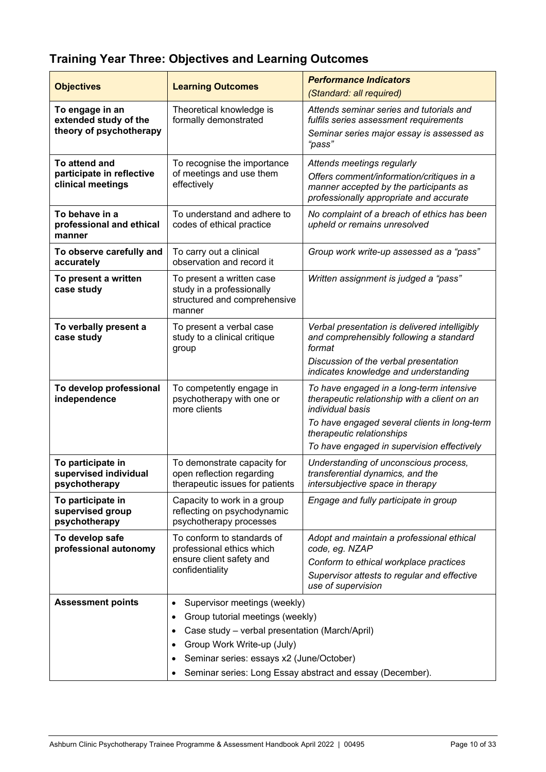## Training Year Three: Objectives and Learning Outcomes

| **Objectives** | **Learning Outcomes** | ***Performance Indicators*** *(Standard: all required)* |
|---|---|---|
| **To engage in an extended study of the theory of psychotherapy** | Theoretical knowledge is formally demonstrated | *Attends seminar series and tutorials and fulfils series assessment requirements* *Seminar series major essay is assessed as "pass"* |
| **To attend and participate in reflective clinical meetings** | To recognise the importance of meetings and use them effectively | *Attends meetings regularly* *Offers comment/information/critiques in a manner accepted by the participants as professionally appropriate and accurate* |
| **To behave in a professional and ethical manner** | To understand and adhere to codes of ethical practice | *No complaint of a breach of ethics has been upheld or remains unresolved* |
| **To observe carefully and accurately** | To carry out a clinical observation and record it | *Group work write-up assessed as a "pass"* |
| **To present a written case study** | To present a written case study in a professionally structured and comprehensive manner | *Written assignment is judged a "pass"* |
| **To verbally present a case study** | To present a verbal case study to a clinical critique group | *Verbal presentation is delivered intelligibly and comprehensibly following a standard format* *Discussion of the verbal presentation indicates knowledge and understanding* |
| **To develop professional independence** | To competently engage in psychotherapy with one or more clients | *To have engaged in a long-term intensive therapeutic relationship with a client on an individual basis* *To have engaged several clients in long-term therapeutic relationships* *To have engaged in supervision effectively* |
| **To participate in supervised individual psychotherapy** | To demonstrate capacity for open reflection regarding therapeutic issues for patients | *Understanding of unconscious process, transferential dynamics, and the intersubjective space in therapy* |
| **To participate in supervised group psychotherapy** | Capacity to work in a group reflecting on psychodynamic psychotherapy processes | *Engage and fully participate in group* |
| **To develop safe professional autonomy** | To conform to standards of professional ethics which ensure client safety and confidentiality | *Adopt and maintain a professional ethical code, eg. NZAP* *Conform to ethical workplace practices* *Supervisor attests to regular and effective use of supervision* |
| **Assessment points** | • Supervisor meetings (weekly) <br> • Group tutorial meetings (weekly) <br> • Case study – verbal presentation (March/April) <br> • Group Work Write-up (July) <br> • Seminar series: essays x2 (June/October) <br> • Seminar series: Long Essay abstract and essay (December). | |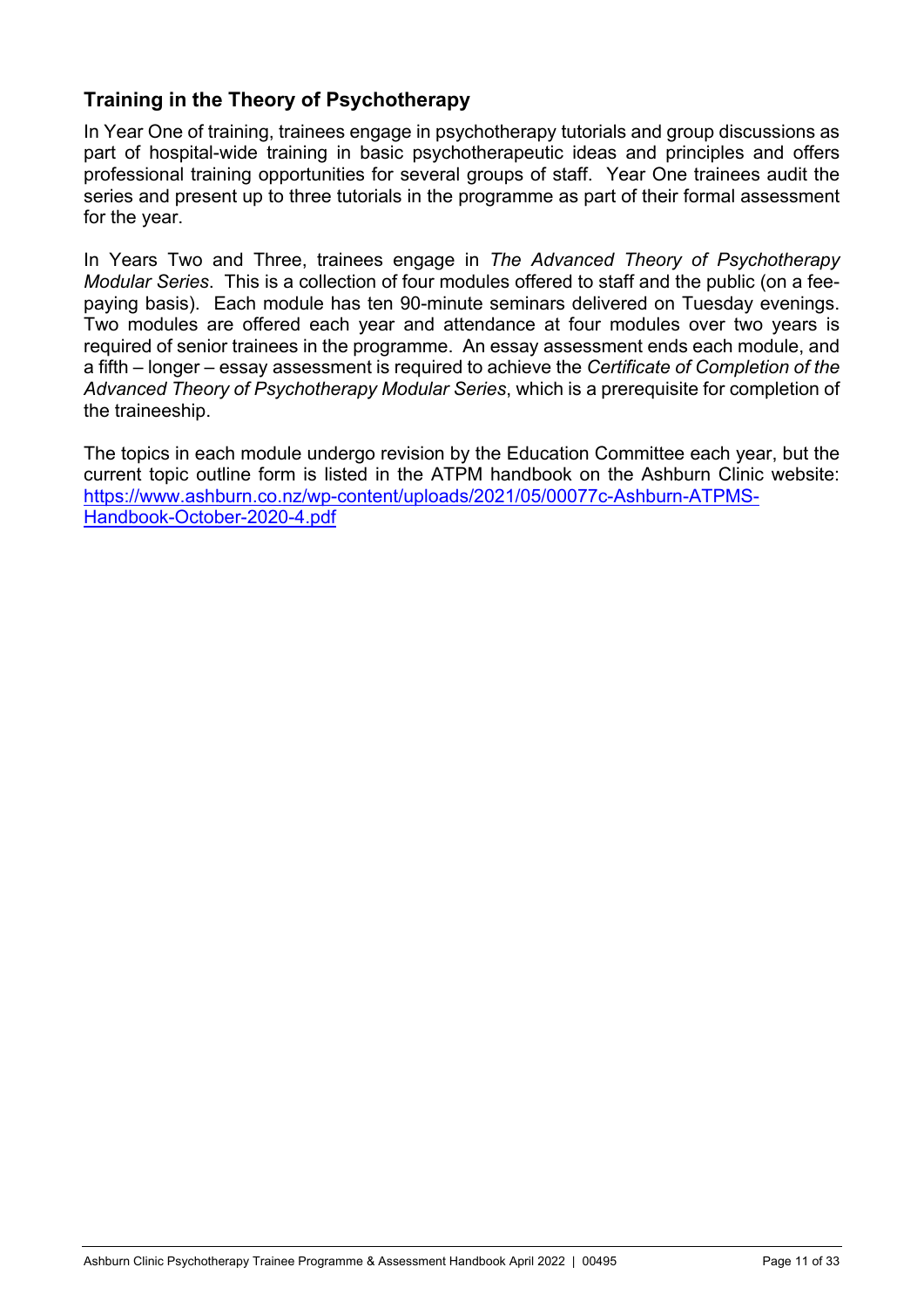## Training in the Theory of Psychotherapy

In Year One of training, trainees engage in psychotherapy tutorials and group discussions as part of hospital-wide training in basic psychotherapeutic ideas and principles and offers professional training opportunities for several groups of staff. Year One trainees audit the series and present up to three tutorials in the programme as part of their formal assessment for the year.

In Years Two and Three, trainees engage in *The Advanced Theory of Psychotherapy Modular Series*. This is a collection of four modules offered to staff and the public (on a fee-paying basis). Each module has ten 90-minute seminars delivered on Tuesday evenings. Two modules are offered each year and attendance at four modules over two years is required of senior trainees in the programme. An essay assessment ends each module, and a fifth – longer – essay assessment is required to achieve the *Certificate of Completion of the Advanced Theory of Psychotherapy Modular Series*, which is a prerequisite for completion of the traineeship.

The topics in each module undergo revision by the Education Committee each year, but the current topic outline form is listed in the ATPM handbook on the Ashburn Clinic website: [https://www.ashburn.co.nz/wp-content/uploads/2021/05/00077c-Ashburn-ATPMS-Handbook-October-2020-4.pdf](https://www.ashburn.co.nz/wp-content/uploads/2021/05/00077c-Ashburn-ATPMS-Handbook-October-2020-4.pdf)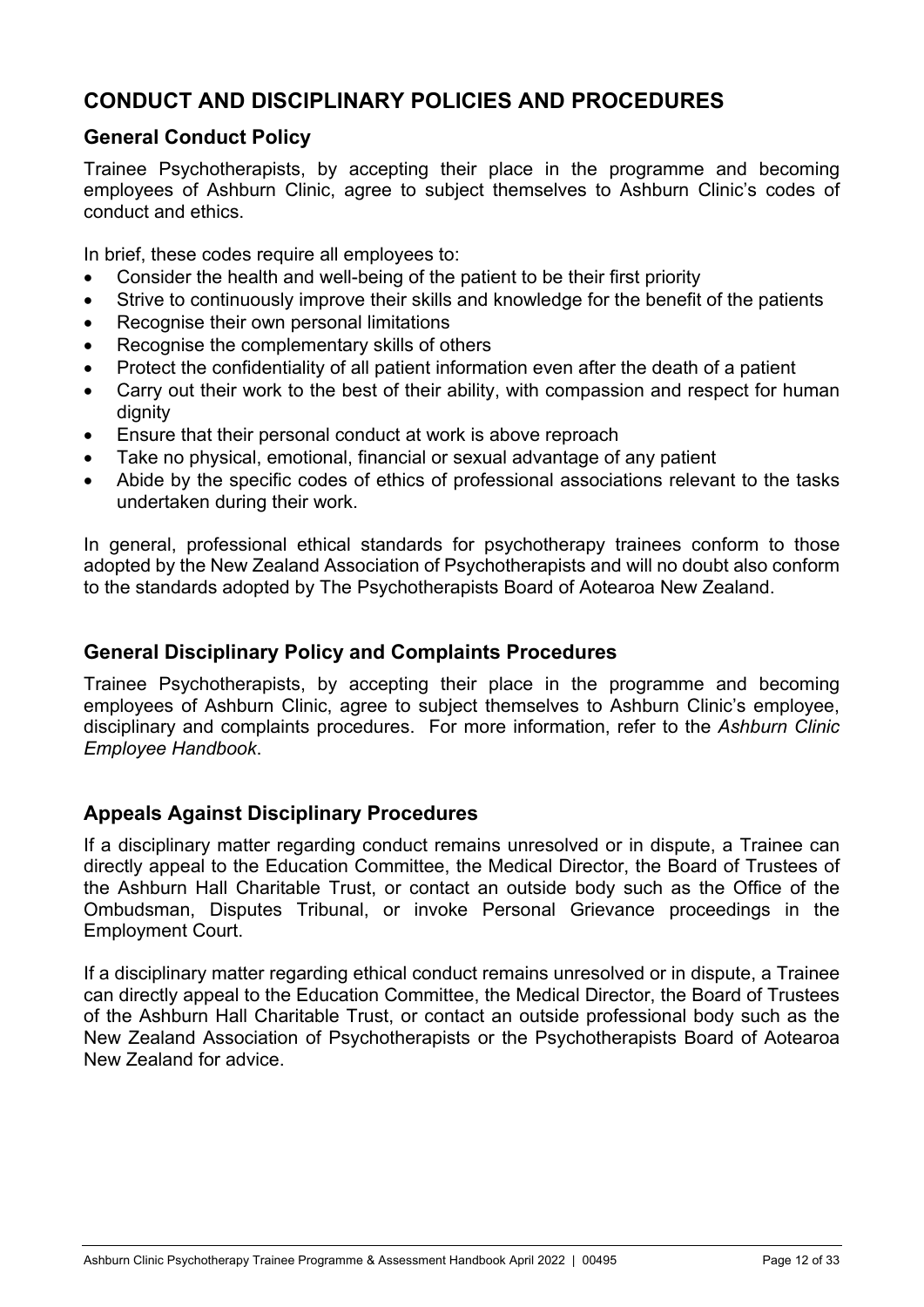# CONDUCT AND DISCIPLINARY POLICIES AND PROCEDURES

## General Conduct Policy

Trainee Psychotherapists, by accepting their place in the programme and becoming employees of Ashburn Clinic, agree to subject themselves to Ashburn Clinic's codes of conduct and ethics.

In brief, these codes require all employees to:

- Consider the health and well-being of the patient to be their first priority
- Strive to continuously improve their skills and knowledge for the benefit of the patients
- Recognise their own personal limitations
- Recognise the complementary skills of others
- Protect the confidentiality of all patient information even after the death of a patient
- Carry out their work to the best of their ability, with compassion and respect for human dignity
- Ensure that their personal conduct at work is above reproach
- Take no physical, emotional, financial or sexual advantage of any patient
- Abide by the specific codes of ethics of professional associations relevant to the tasks undertaken during their work.

In general, professional ethical standards for psychotherapy trainees conform to those adopted by the New Zealand Association of Psychotherapists and will no doubt also conform to the standards adopted by The Psychotherapists Board of Aotearoa New Zealand.

## General Disciplinary Policy and Complaints Procedures

Trainee Psychotherapists, by accepting their place in the programme and becoming employees of Ashburn Clinic, agree to subject themselves to Ashburn Clinic's employee, disciplinary and complaints procedures. For more information, refer to the *Ashburn Clinic Employee Handbook*.

## Appeals Against Disciplinary Procedures

If a disciplinary matter regarding conduct remains unresolved or in dispute, a Trainee can directly appeal to the Education Committee, the Medical Director, the Board of Trustees of the Ashburn Hall Charitable Trust, or contact an outside body such as the Office of the Ombudsman, Disputes Tribunal, or invoke Personal Grievance proceedings in the Employment Court.

If a disciplinary matter regarding ethical conduct remains unresolved or in dispute, a Trainee can directly appeal to the Education Committee, the Medical Director, the Board of Trustees of the Ashburn Hall Charitable Trust, or contact an outside professional body such as the New Zealand Association of Psychotherapists or the Psychotherapists Board of Aotearoa New Zealand for advice.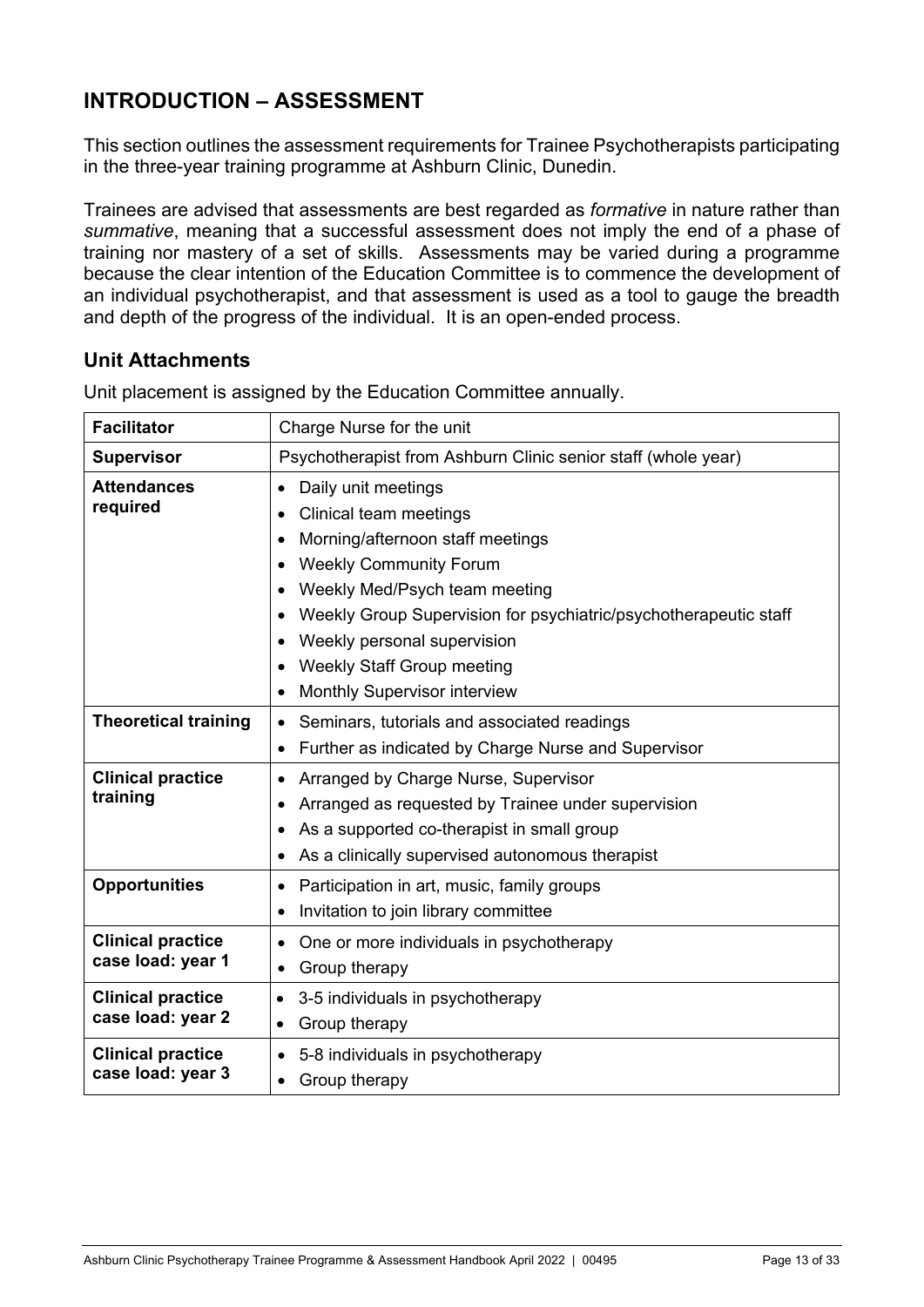## INTRODUCTION – ASSESSMENT

This section outlines the assessment requirements for Trainee Psychotherapists participating in the three-year training programme at Ashburn Clinic, Dunedin.

Trainees are advised that assessments are best regarded as *formative* in nature rather than *summative*, meaning that a successful assessment does not imply the end of a phase of training nor mastery of a set of skills. Assessments may be varied during a programme because the clear intention of the Education Committee is to commence the development of an individual psychotherapist, and that assessment is used as a tool to gauge the breadth and depth of the progress of the individual. It is an open-ended process.

### Unit Attachments

Unit placement is assigned by the Education Committee annually.

| | |
|---|---|
| **Facilitator** | Charge Nurse for the unit |
| **Supervisor** | Psychotherapist from Ashburn Clinic senior staff (whole year) |
| **Attendances required** | • Daily unit meetings<br>• Clinical team meetings<br>• Morning/afternoon staff meetings<br>• Weekly Community Forum<br>• Weekly Med/Psych team meeting<br>• Weekly Group Supervision for psychiatric/psychotherapeutic staff<br>• Weekly personal supervision<br>• Weekly Staff Group meeting<br>• Monthly Supervisor interview |
| **Theoretical training** | • Seminars, tutorials and associated readings<br>• Further as indicated by Charge Nurse and Supervisor |
| **Clinical practice training** | • Arranged by Charge Nurse, Supervisor<br>• Arranged as requested by Trainee under supervision<br>• As a supported co-therapist in small group<br>• As a clinically supervised autonomous therapist |
| **Opportunities** | • Participation in art, music, family groups<br>• Invitation to join library committee |
| **Clinical practice case load: year 1** | • One or more individuals in psychotherapy<br>• Group therapy |
| **Clinical practice case load: year 2** | • 3-5 individuals in psychotherapy<br>• Group therapy |
| **Clinical practice case load: year 3** | • 5-8 individuals in psychotherapy<br>• Group therapy |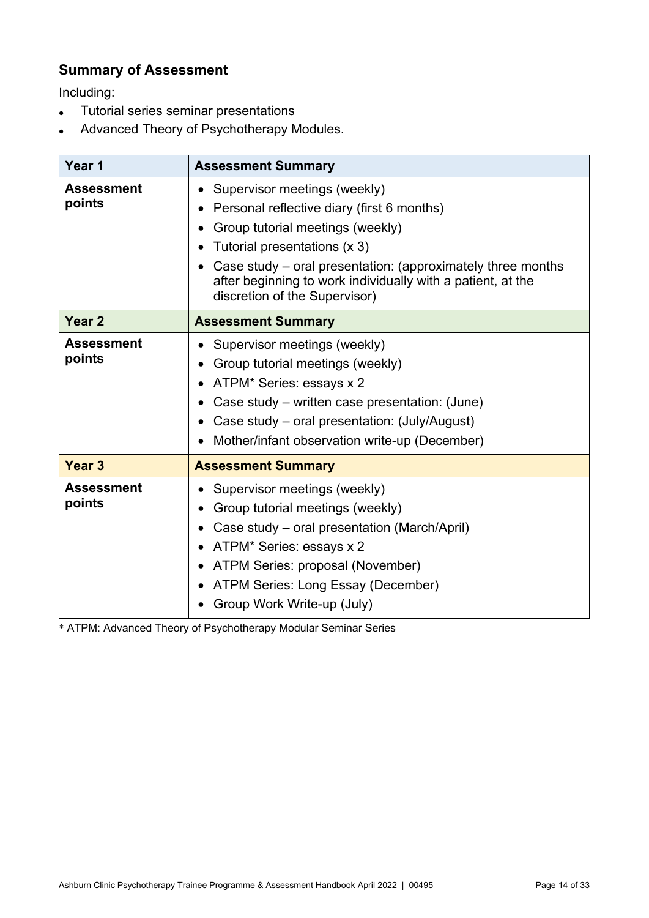## Summary of Assessment

Including:

- Tutorial series seminar presentations
- Advanced Theory of Psychotherapy Modules.

| Year 1 | Assessment Summary |
| --- | --- |
| **Assessment points** | • Supervisor meetings (weekly)<br>• Personal reflective diary (first 6 months)<br>• Group tutorial meetings (weekly)<br>• Tutorial presentations (x 3)<br>• Case study – oral presentation: (approximately three months after beginning to work individually with a patient, at the discretion of the Supervisor) |
| **Year 2** | **Assessment Summary** |
| **Assessment points** | • Supervisor meetings (weekly)<br>• Group tutorial meetings (weekly)<br>• ATPM* Series: essays x 2<br>• Case study – written case presentation: (June)<br>• Case study – oral presentation: (July/August)<br>• Mother/infant observation write-up (December) |
| **Year 3** | **Assessment Summary** |
| **Assessment points** | • Supervisor meetings (weekly)<br>• Group tutorial meetings (weekly)<br>• Case study – oral presentation (March/April)<br>• ATPM* Series: essays x 2<br>• ATPM Series: proposal (November)<br>• ATPM Series: Long Essay (December)<br>• Group Work Write-up (July) |

* ATPM: Advanced Theory of Psychotherapy Modular Seminar Series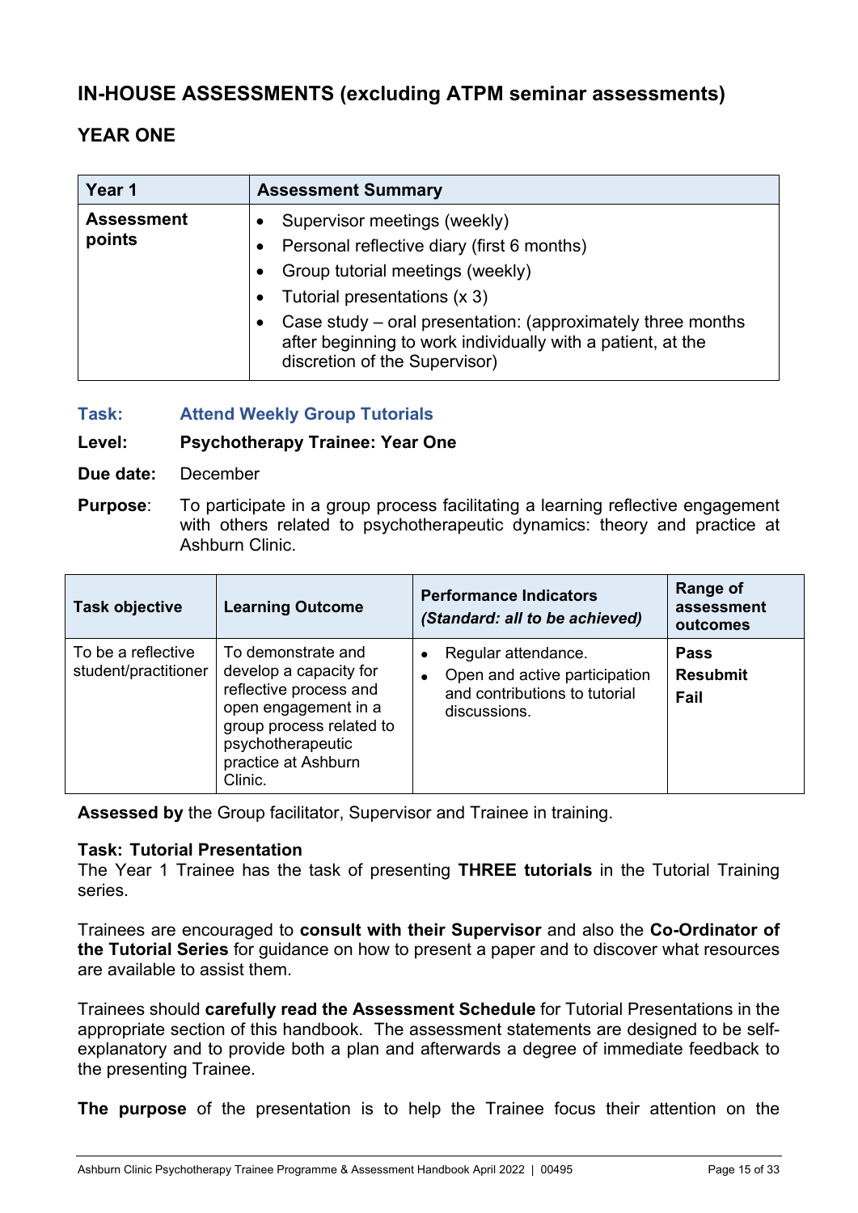## IN-HOUSE ASSESSMENTS (excluding ATPM seminar assessments)

### YEAR ONE

| Year 1 | Assessment Summary |
|---|---|
| **Assessment points** | • Supervisor meetings (weekly)<br>• Personal reflective diary (first 6 months)<br>• Group tutorial meetings (weekly)<br>• Tutorial presentations (x 3)<br>• Case study – oral presentation: (approximately three months after beginning to work individually with a patient, at the discretion of the Supervisor) |

**Task:** **Attend Weekly Group Tutorials**

**Level:** **Psychotherapy Trainee: Year One**

**Due date:** December

**Purpose**: To participate in a group process facilitating a learning reflective engagement with others related to psychotherapeutic dynamics: theory and practice at Ashburn Clinic.

| Task objective | Learning Outcome | Performance Indicators *(Standard: all to be achieved)* | Range of assessment outcomes |
|---|---|---|---|
| To be a reflective student/practitioner | To demonstrate and develop a capacity for reflective process and open engagement in a group process related to psychotherapeutic practice at Ashburn Clinic. | • Regular attendance.<br>• Open and active participation and contributions to tutorial discussions. | **Pass**<br>**Resubmit**<br>**Fail** |

**Assessed by** the Group facilitator, Supervisor and Trainee in training.

**Task: Tutorial Presentation**
The Year 1 Trainee has the task of presenting **THREE tutorials** in the Tutorial Training series.

Trainees are encouraged to **consult with their Supervisor** and also the **Co-Ordinator of the Tutorial Series** for guidance on how to present a paper and to discover what resources are available to assist them.

Trainees should **carefully read the Assessment Schedule** for Tutorial Presentations in the appropriate section of this handbook. The assessment statements are designed to be self-explanatory and to provide both a plan and afterwards a degree of immediate feedback to the presenting Trainee.

**The purpose** of the presentation is to help the Trainee focus their attention on the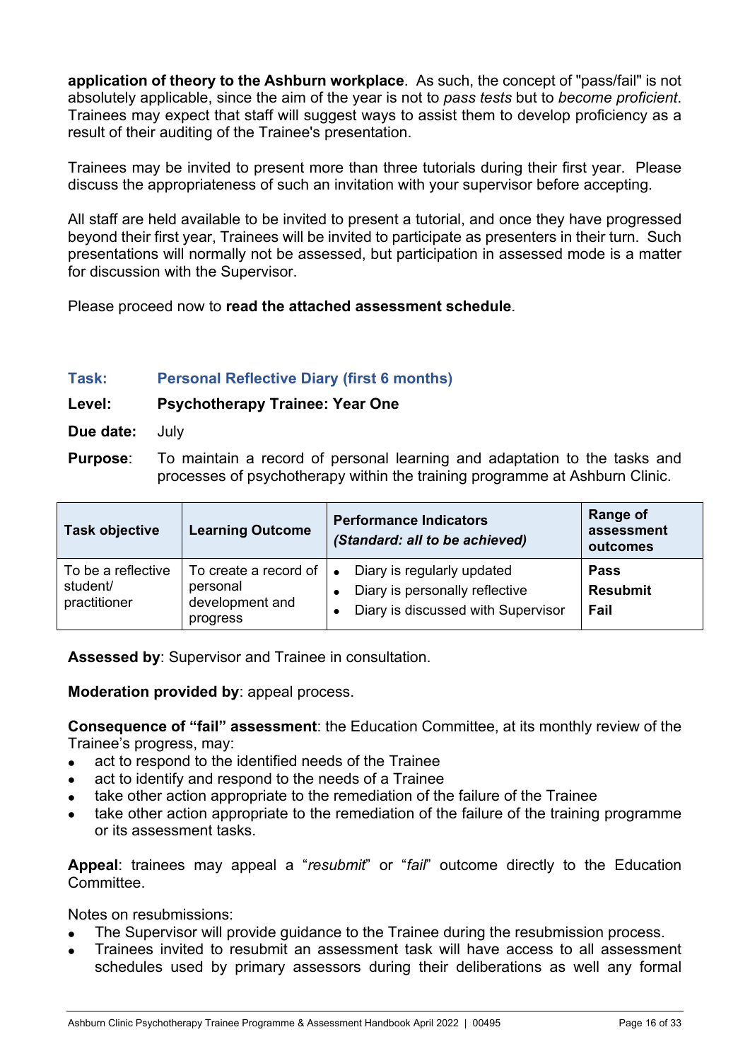**application of theory to the Ashburn workplace**. As such, the concept of "pass/fail" is not absolutely applicable, since the aim of the year is not to *pass tests* but to *become proficient*. Trainees may expect that staff will suggest ways to assist them to develop proficiency as a result of their auditing of the Trainee's presentation.

Trainees may be invited to present more than three tutorials during their first year. Please discuss the appropriateness of such an invitation with your supervisor before accepting.

All staff are held available to be invited to present a tutorial, and once they have progressed beyond their first year, Trainees will be invited to participate as presenters in their turn. Such presentations will normally not be assessed, but participation in assessed mode is a matter for discussion with the Supervisor.

Please proceed now to **read the attached assessment schedule**.

### Task: Personal Reflective Diary (first 6 months)

**Level:** **Psychotherapy Trainee: Year One**

**Due date:** July

**Purpose**: To maintain a record of personal learning and adaptation to the tasks and processes of psychotherapy within the training programme at Ashburn Clinic.

| Task objective | Learning Outcome | Performance Indicators *(Standard: all to be achieved)* | Range of assessment outcomes |
|---|---|---|---|
| To be a reflective student/ practitioner | To create a record of personal development and progress | • Diary is regularly updated<br>• Diary is personally reflective<br>• Diary is discussed with Supervisor | **Pass**<br>**Resubmit**<br>**Fail** |

**Assessed by**: Supervisor and Trainee in consultation.

**Moderation provided by**: appeal process.

**Consequence of "fail" assessment**: the Education Committee, at its monthly review of the Trainee's progress, may:

- act to respond to the identified needs of the Trainee
- act to identify and respond to the needs of a Trainee
- take other action appropriate to the remediation of the failure of the Trainee
- take other action appropriate to the remediation of the failure of the training programme or its assessment tasks.

**Appeal**: trainees may appeal a "*resubmit*" or "*fail*" outcome directly to the Education Committee.

Notes on resubmissions:

- The Supervisor will provide guidance to the Trainee during the resubmission process.
- Trainees invited to resubmit an assessment task will have access to all assessment schedules used by primary assessors during their deliberations as well any formal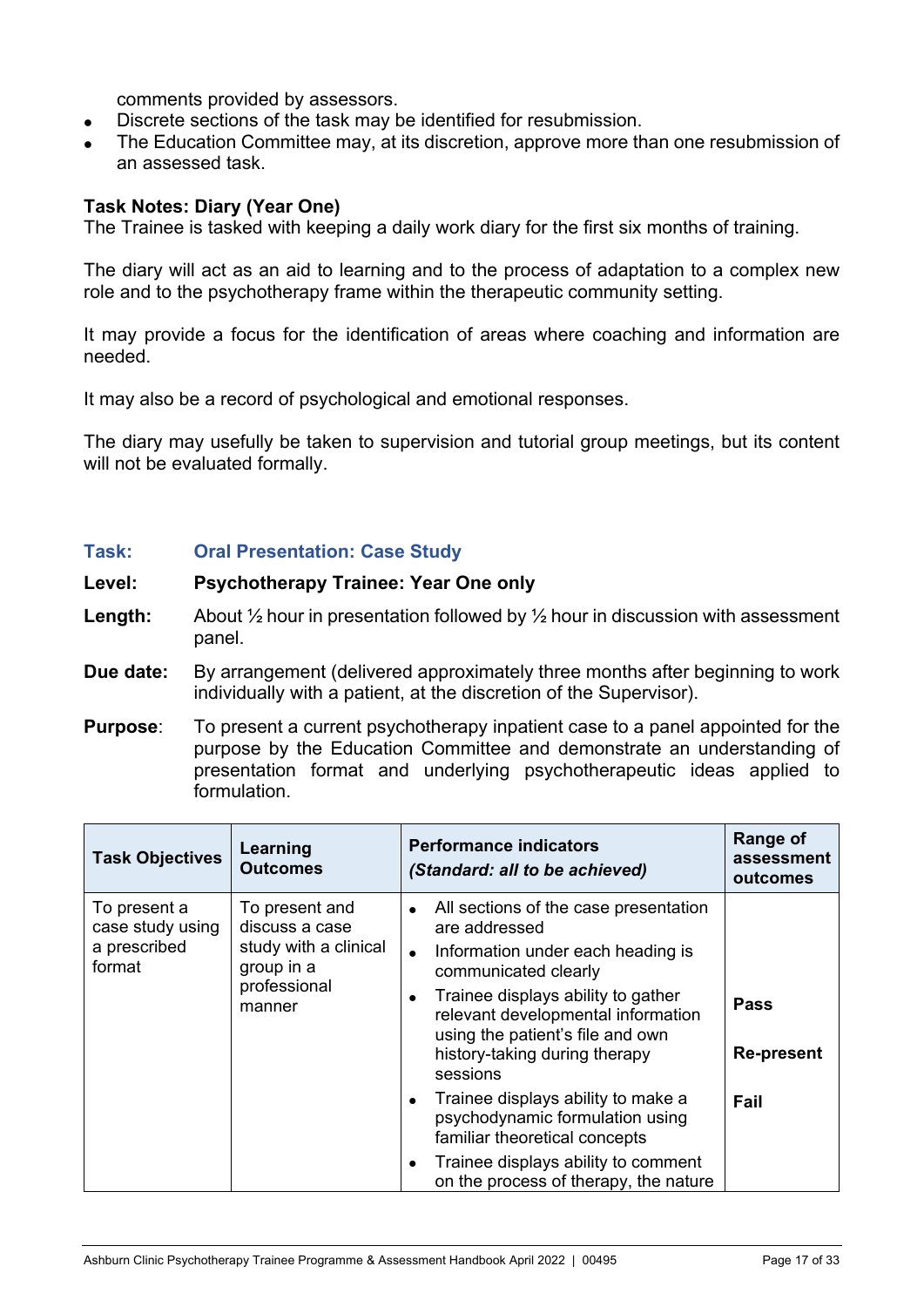comments provided by assessors.

- Discrete sections of the task may be identified for resubmission.
- The Education Committee may, at its discretion, approve more than one resubmission of an assessed task.

**Task Notes: Diary (Year One)**

The Trainee is tasked with keeping a daily work diary for the first six months of training.

The diary will act as an aid to learning and to the process of adaptation to a complex new role and to the psychotherapy frame within the therapeutic community setting.

It may provide a focus for the identification of areas where coaching and information are needed.

It may also be a record of psychological and emotional responses.

The diary may usefully be taken to supervision and tutorial group meetings, but its content will not be evaluated formally.

**Task:** **Oral Presentation: Case Study**

**Level:** **Psychotherapy Trainee: Year One only**

**Length:** About ½ hour in presentation followed by ½ hour in discussion with assessment panel.

**Due date:** By arrangement (delivered approximately three months after beginning to work individually with a patient, at the discretion of the Supervisor).

**Purpose**: To present a current psychotherapy inpatient case to a panel appointed for the purpose by the Education Committee and demonstrate an understanding of presentation format and underlying psychotherapeutic ideas applied to formulation.

| Task Objectives | Learning Outcomes | Performance indicators *(Standard: all to be achieved)* | Range of assessment outcomes |
|---|---|---|---|
| To present a case study using a prescribed format | To present and discuss a case study with a clinical group in a professional manner | • All sections of the case presentation are addressed<br>• Information under each heading is communicated clearly<br>• Trainee displays ability to gather relevant developmental information using the patient's file and own history-taking during therapy sessions<br>• Trainee displays ability to make a psychodynamic formulation using familiar theoretical concepts<br>• Trainee displays ability to comment on the process of therapy, the nature | **Pass**<br><br>**Re-present**<br><br>**Fail** |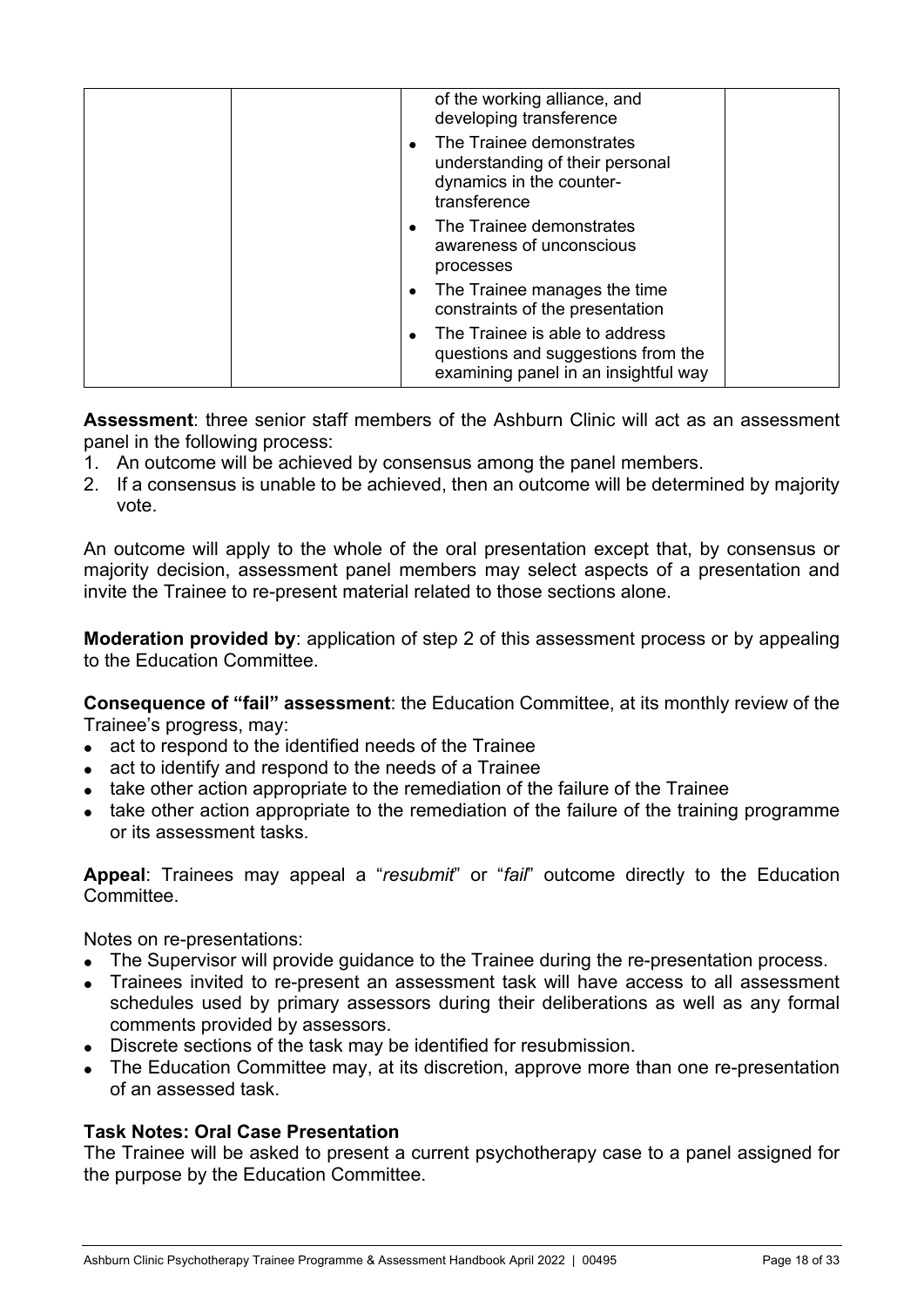|  |  | of the working alliance, and developing transference<br>• The Trainee demonstrates understanding of their personal dynamics in the counter-transference<br>• The Trainee demonstrates awareness of unconscious processes<br>• The Trainee manages the time constraints of the presentation<br>• The Trainee is able to address questions and suggestions from the examining panel in an insightful way |  |
|---|---|---|---|

**Assessment**: three senior staff members of the Ashburn Clinic will act as an assessment panel in the following process:

1. An outcome will be achieved by consensus among the panel members.
2. If a consensus is unable to be achieved, then an outcome will be determined by majority vote.

An outcome will apply to the whole of the oral presentation except that, by consensus or majority decision, assessment panel members may select aspects of a presentation and invite the Trainee to re-present material related to those sections alone.

**Moderation provided by**: application of step 2 of this assessment process or by appealing to the Education Committee.

**Consequence of "fail" assessment**: the Education Committee, at its monthly review of the Trainee's progress, may:

- act to respond to the identified needs of the Trainee
- act to identify and respond to the needs of a Trainee
- take other action appropriate to the remediation of the failure of the Trainee
- take other action appropriate to the remediation of the failure of the training programme or its assessment tasks.

**Appeal**: Trainees may appeal a "*resubmit*" or "*fail*" outcome directly to the Education Committee.

Notes on re-presentations:

- The Supervisor will provide guidance to the Trainee during the re-presentation process.
- Trainees invited to re-present an assessment task will have access to all assessment schedules used by primary assessors during their deliberations as well as any formal comments provided by assessors.
- Discrete sections of the task may be identified for resubmission.
- The Education Committee may, at its discretion, approve more than one re-presentation of an assessed task.

**Task Notes: Oral Case Presentation**

The Trainee will be asked to present a current psychotherapy case to a panel assigned for the purpose by the Education Committee.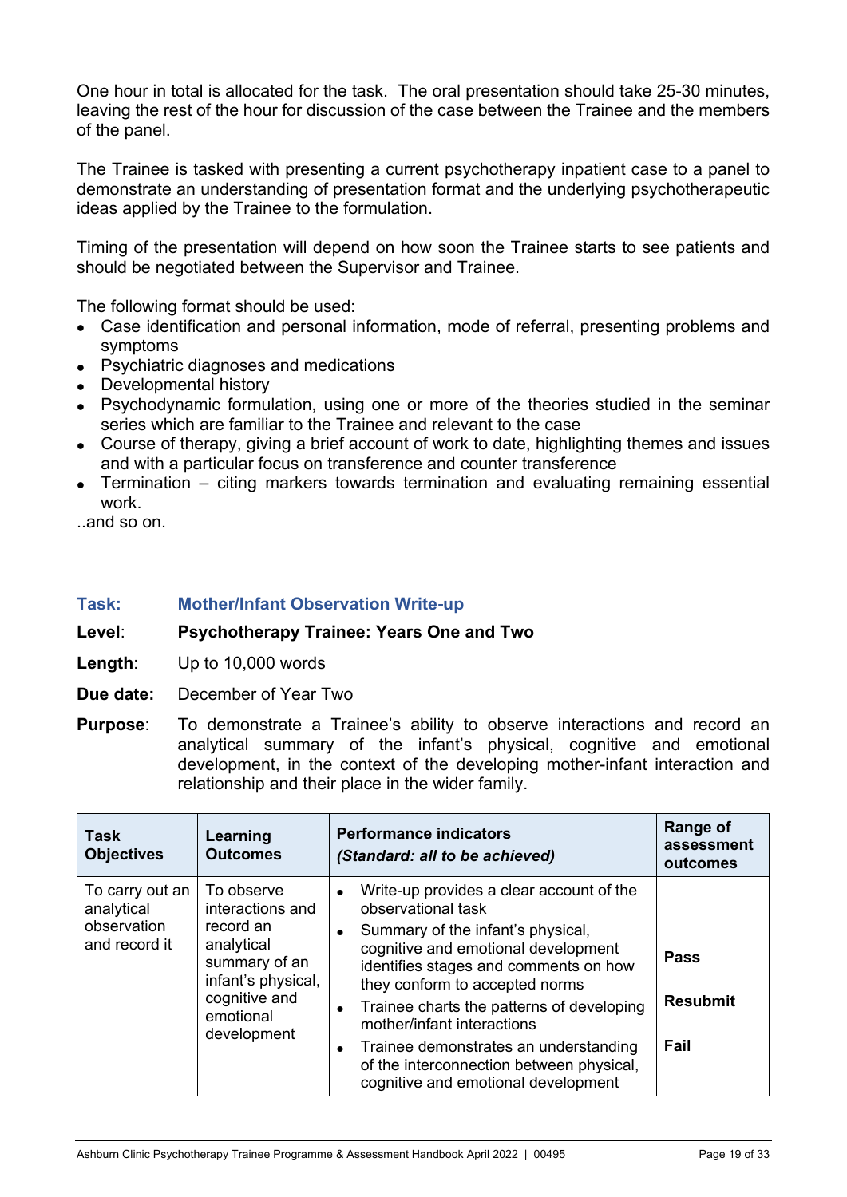One hour in total is allocated for the task. The oral presentation should take 25-30 minutes, leaving the rest of the hour for discussion of the case between the Trainee and the members of the panel.

The Trainee is tasked with presenting a current psychotherapy inpatient case to a panel to demonstrate an understanding of presentation format and the underlying psychotherapeutic ideas applied by the Trainee to the formulation.

Timing of the presentation will depend on how soon the Trainee starts to see patients and should be negotiated between the Supervisor and Trainee.

The following format should be used:

- Case identification and personal information, mode of referral, presenting problems and symptoms
- Psychiatric diagnoses and medications
- Developmental history
- Psychodynamic formulation, using one or more of the theories studied in the seminar series which are familiar to the Trainee and relevant to the case
- Course of therapy, giving a brief account of work to date, highlighting themes and issues and with a particular focus on transference and counter transference
- Termination – citing markers towards termination and evaluating remaining essential work.

..and so on.

**Task:** **Mother/Infant Observation Write-up**

**Level**: **Psychotherapy Trainee: Years One and Two**

**Length**: Up to 10,000 words

**Due date:** December of Year Two

**Purpose**: To demonstrate a Trainee's ability to observe interactions and record an analytical summary of the infant's physical, cognitive and emotional development, in the context of the developing mother-infant interaction and relationship and their place in the wider family.

| **Task Objectives** | **Learning Outcomes** | **Performance indicators** *(Standard: all to be achieved)* | **Range of assessment outcomes** |
|---|---|---|---|
| To carry out an analytical observation and record it | To observe interactions and record an analytical summary of an infant's physical, cognitive and emotional development | • Write-up provides a clear account of the observational task<br>• Summary of the infant's physical, cognitive and emotional development identifies stages and comments on how they conform to accepted norms<br>• Trainee charts the patterns of developing mother/infant interactions<br>• Trainee demonstrates an understanding of the interconnection between physical, cognitive and emotional development | **Pass**<br>**Resubmit**<br>**Fail** |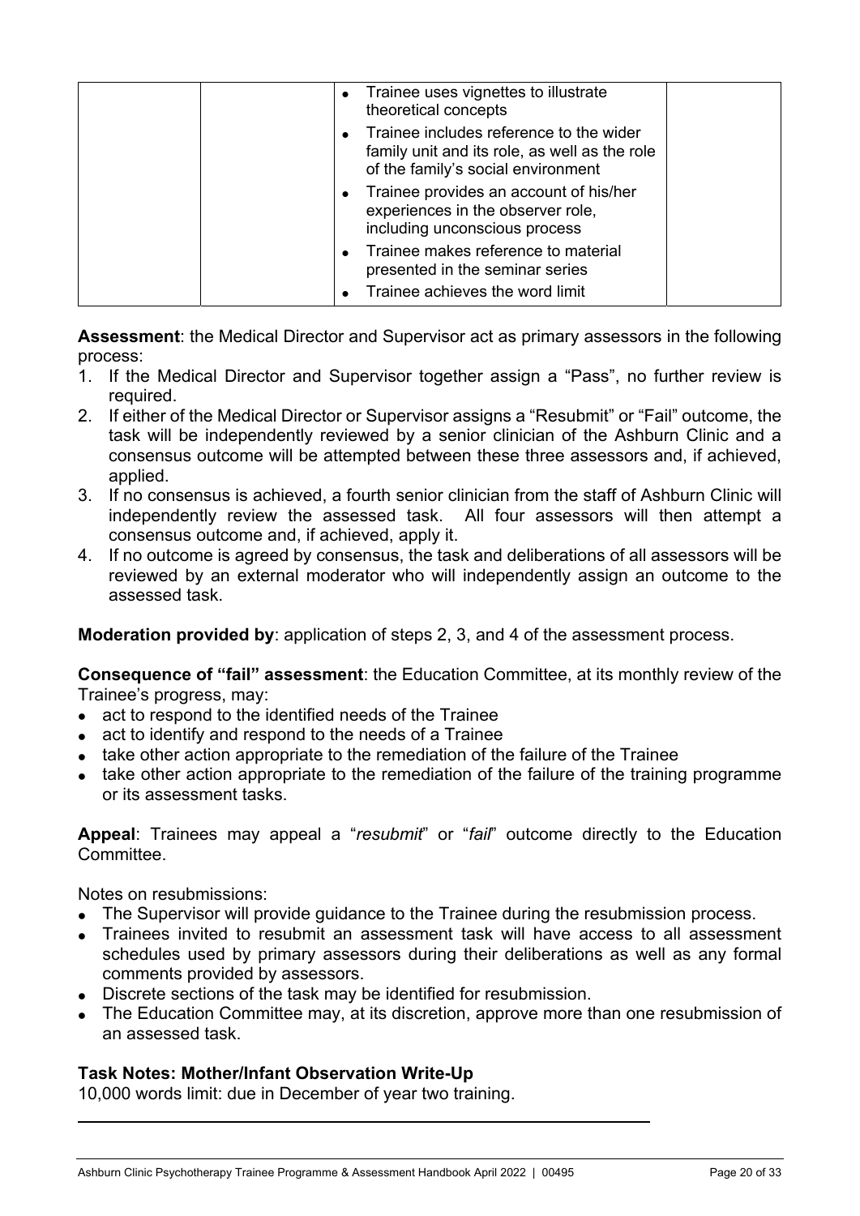| | | • Trainee uses vignettes to illustrate theoretical concepts<br>• Trainee includes reference to the wider family unit and its role, as well as the role of the family's social environment<br>• Trainee provides an account of his/her experiences in the observer role, including unconscious process<br>• Trainee makes reference to material presented in the seminar series<br>• Trainee achieves the word limit | |
|---|---|---|---|

**Assessment**: the Medical Director and Supervisor act as primary assessors in the following process:

1. If the Medical Director and Supervisor together assign a "Pass", no further review is required.
2. If either of the Medical Director or Supervisor assigns a "Resubmit" or "Fail" outcome, the task will be independently reviewed by a senior clinician of the Ashburn Clinic and a consensus outcome will be attempted between these three assessors and, if achieved, applied.
3. If no consensus is achieved, a fourth senior clinician from the staff of Ashburn Clinic will independently review the assessed task. All four assessors will then attempt a consensus outcome and, if achieved, apply it.
4. If no outcome is agreed by consensus, the task and deliberations of all assessors will be reviewed by an external moderator who will independently assign an outcome to the assessed task.

**Moderation provided by**: application of steps 2, 3, and 4 of the assessment process.

**Consequence of "fail" assessment**: the Education Committee, at its monthly review of the Trainee's progress, may:

- act to respond to the identified needs of the Trainee
- act to identify and respond to the needs of a Trainee
- take other action appropriate to the remediation of the failure of the Trainee
- take other action appropriate to the remediation of the failure of the training programme or its assessment tasks.

**Appeal**: Trainees may appeal a "*resubmit*" or "*fail*" outcome directly to the Education Committee.

Notes on resubmissions:

- The Supervisor will provide guidance to the Trainee during the resubmission process.
- Trainees invited to resubmit an assessment task will have access to all assessment schedules used by primary assessors during their deliberations as well as any formal comments provided by assessors.
- Discrete sections of the task may be identified for resubmission.
- The Education Committee may, at its discretion, approve more than one resubmission of an assessed task.

**Task Notes: Mother/Infant Observation Write-Up**

10,000 words limit: due in December of year two training.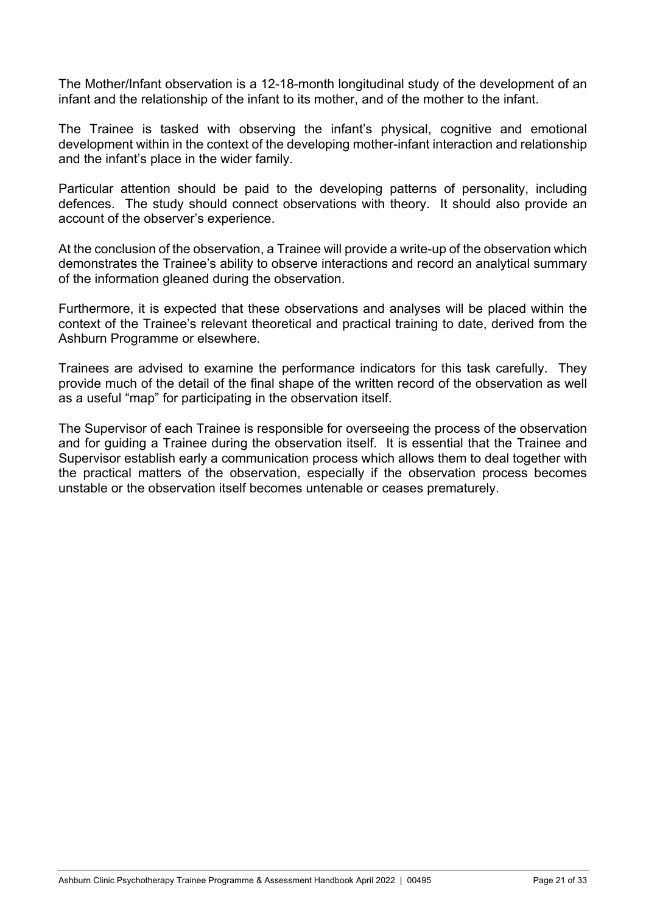The Mother/Infant observation is a 12-18-month longitudinal study of the development of an infant and the relationship of the infant to its mother, and of the mother to the infant.

The Trainee is tasked with observing the infant's physical, cognitive and emotional development within in the context of the developing mother-infant interaction and relationship and the infant's place in the wider family.

Particular attention should be paid to the developing patterns of personality, including defences. The study should connect observations with theory. It should also provide an account of the observer's experience.

At the conclusion of the observation, a Trainee will provide a write-up of the observation which demonstrates the Trainee's ability to observe interactions and record an analytical summary of the information gleaned during the observation.

Furthermore, it is expected that these observations and analyses will be placed within the context of the Trainee's relevant theoretical and practical training to date, derived from the Ashburn Programme or elsewhere.

Trainees are advised to examine the performance indicators for this task carefully. They provide much of the detail of the final shape of the written record of the observation as well as a useful "map" for participating in the observation itself.

The Supervisor of each Trainee is responsible for overseeing the process of the observation and for guiding a Trainee during the observation itself. It is essential that the Trainee and Supervisor establish early a communication process which allows them to deal together with the practical matters of the observation, especially if the observation process becomes unstable or the observation itself becomes untenable or ceases prematurely.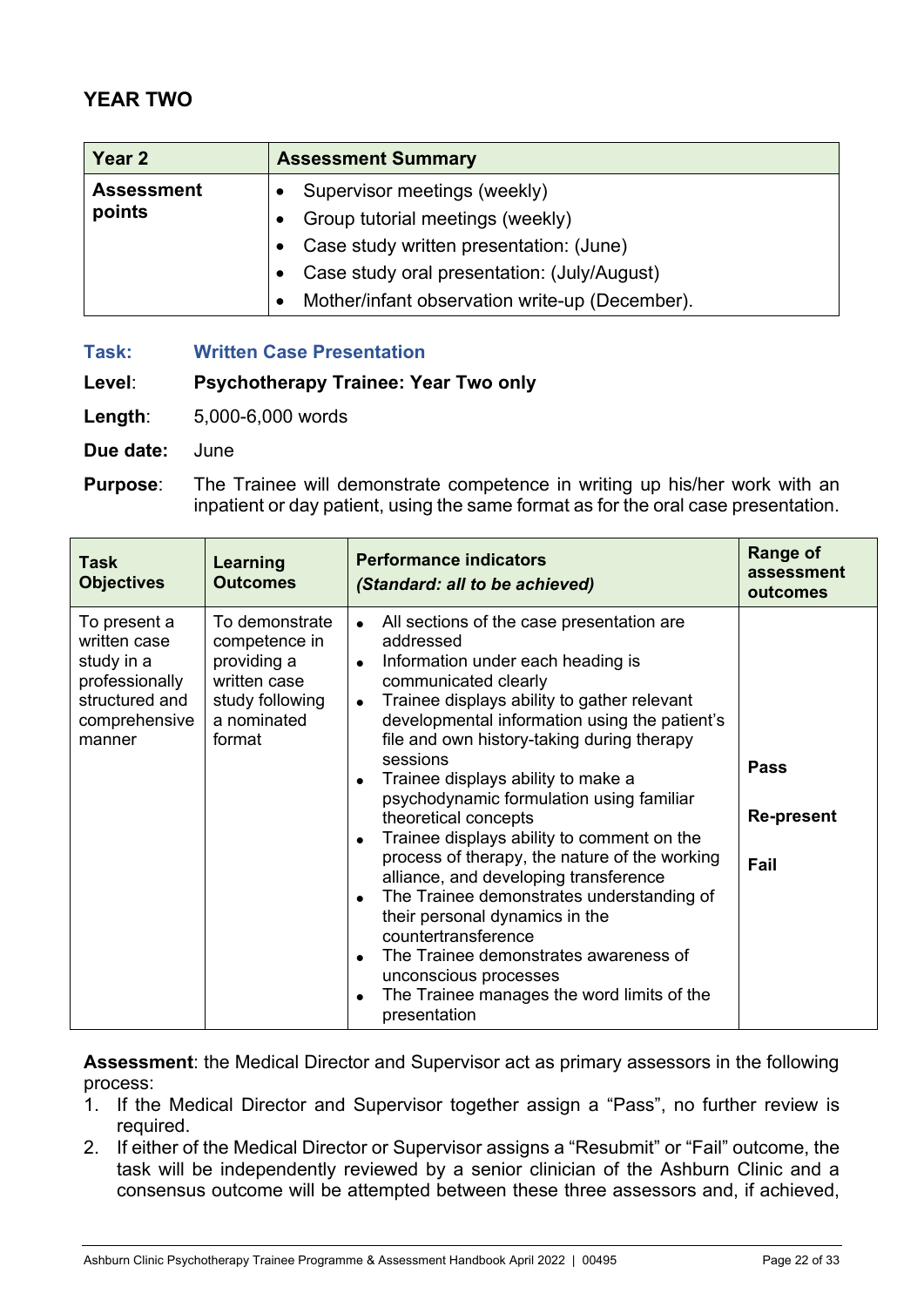## YEAR TWO

| Year 2 | Assessment Summary |
|---|---|
| **Assessment points** | • Supervisor meetings (weekly)<br>• Group tutorial meetings (weekly)<br>• Case study written presentation: (June)<br>• Case study oral presentation: (July/August)<br>• Mother/infant observation write-up (December). |

**Task:** **Written Case Presentation**

**Level**: **Psychotherapy Trainee: Year Two only**

**Length**: 5,000-6,000 words

**Due date:** June

**Purpose**: The Trainee will demonstrate competence in writing up his/her work with an inpatient or day patient, using the same format as for the oral case presentation.

| Task Objectives | Learning Outcomes | Performance indicators *(Standard: all to be achieved)* | Range of assessment outcomes |
|---|---|---|---|
| To present a written case study in a professionally structured and comprehensive manner | To demonstrate competence in providing a written case study following a nominated format | • All sections of the case presentation are addressed<br>• Information under each heading is communicated clearly<br>• Trainee displays ability to gather relevant developmental information using the patient's file and own history-taking during therapy sessions<br>• Trainee displays ability to make a psychodynamic formulation using familiar theoretical concepts<br>• Trainee displays ability to comment on the process of therapy, the nature of the working alliance, and developing transference<br>• The Trainee demonstrates understanding of their personal dynamics in the countertransference<br>• The Trainee demonstrates awareness of unconscious processes<br>• The Trainee manages the word limits of the presentation | **Pass**<br><br>**Re-present**<br><br>**Fail** |

**Assessment**: the Medical Director and Supervisor act as primary assessors in the following process:

1. If the Medical Director and Supervisor together assign a "Pass", no further review is required.
2. If either of the Medical Director or Supervisor assigns a "Resubmit" or "Fail" outcome, the task will be independently reviewed by a senior clinician of the Ashburn Clinic and a consensus outcome will be attempted between these three assessors and, if achieved,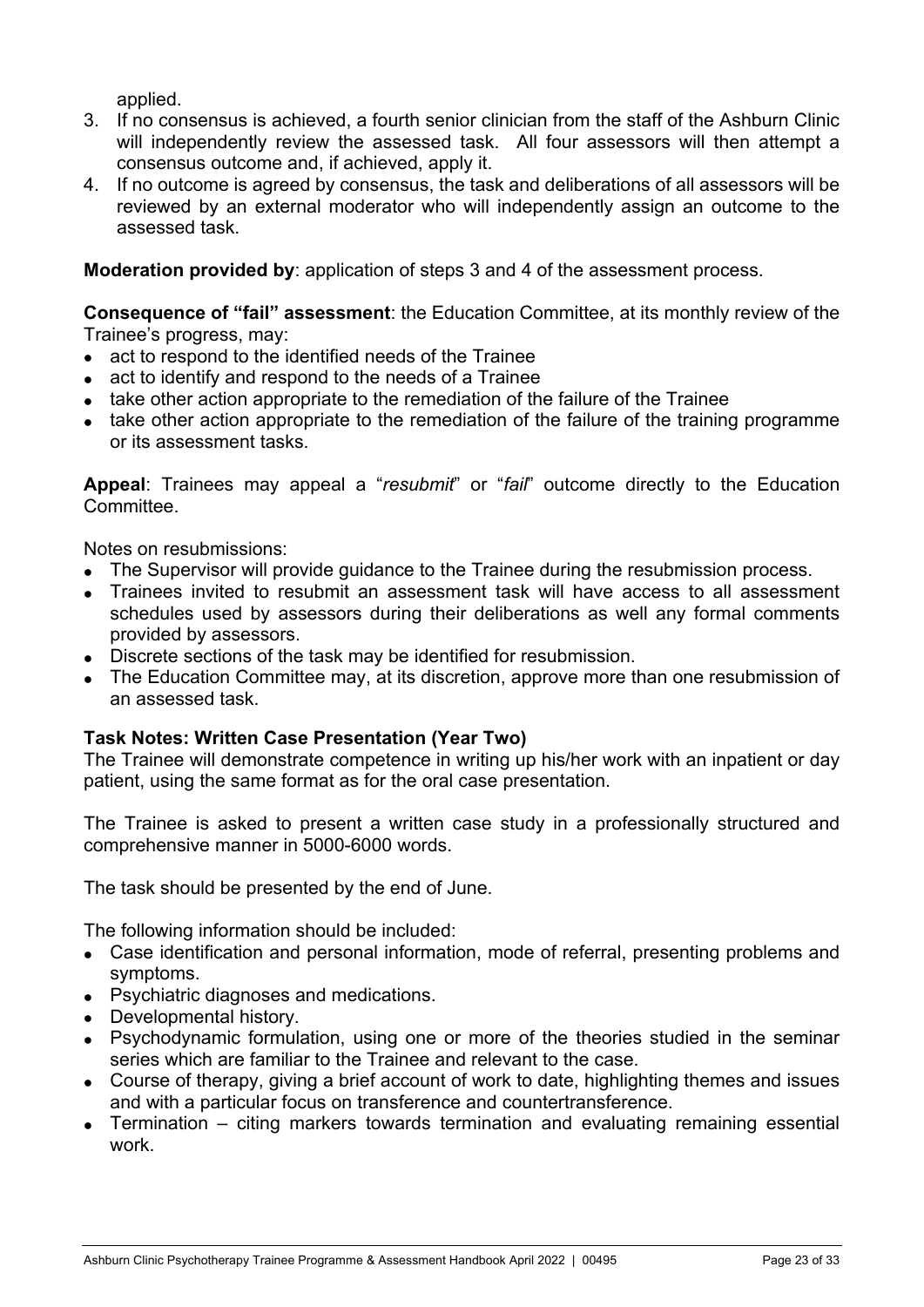applied.

3. If no consensus is achieved, a fourth senior clinician from the staff of the Ashburn Clinic will independently review the assessed task. All four assessors will then attempt a consensus outcome and, if achieved, apply it.
4. If no outcome is agreed by consensus, the task and deliberations of all assessors will be reviewed by an external moderator who will independently assign an outcome to the assessed task.

**Moderation provided by**: application of steps 3 and 4 of the assessment process.

**Consequence of "fail" assessment**: the Education Committee, at its monthly review of the Trainee's progress, may:

- act to respond to the identified needs of the Trainee
- act to identify and respond to the needs of a Trainee
- take other action appropriate to the remediation of the failure of the Trainee
- take other action appropriate to the remediation of the failure of the training programme or its assessment tasks.

**Appeal**: Trainees may appeal a "*resubmit*" or "*fail*" outcome directly to the Education Committee.

Notes on resubmissions:

- The Supervisor will provide guidance to the Trainee during the resubmission process.
- Trainees invited to resubmit an assessment task will have access to all assessment schedules used by assessors during their deliberations as well any formal comments provided by assessors.
- Discrete sections of the task may be identified for resubmission.
- The Education Committee may, at its discretion, approve more than one resubmission of an assessed task.

**Task Notes: Written Case Presentation (Year Two)**

The Trainee will demonstrate competence in writing up his/her work with an inpatient or day patient, using the same format as for the oral case presentation.

The Trainee is asked to present a written case study in a professionally structured and comprehensive manner in 5000-6000 words.

The task should be presented by the end of June.

The following information should be included:

- Case identification and personal information, mode of referral, presenting problems and symptoms.
- Psychiatric diagnoses and medications.
- Developmental history.
- Psychodynamic formulation, using one or more of the theories studied in the seminar series which are familiar to the Trainee and relevant to the case.
- Course of therapy, giving a brief account of work to date, highlighting themes and issues and with a particular focus on transference and countertransference.
- Termination – citing markers towards termination and evaluating remaining essential work.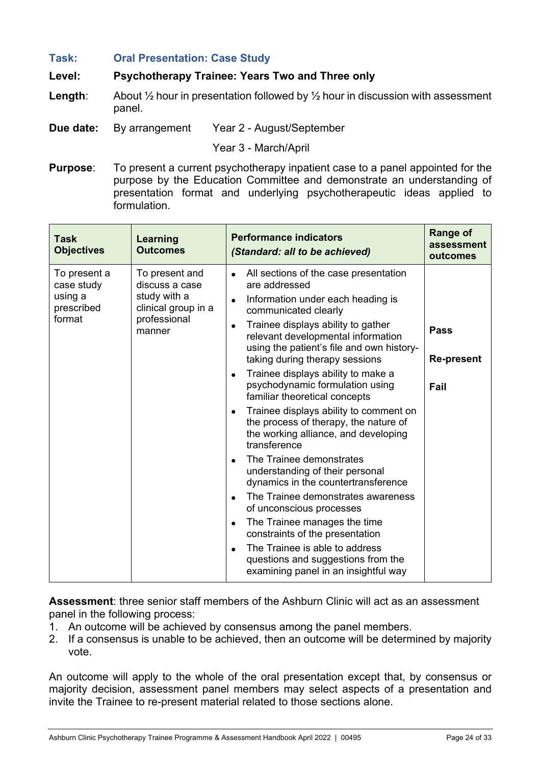**Task:** **Oral Presentation: Case Study**

**Level:** **Psychotherapy Trainee: Years Two and Three only**

**Length**: About ½ hour in presentation followed by ½ hour in discussion with assessment panel.

**Due date:** By arrangement Year 2 - August/September

Year 3 - March/April

**Purpose**: To present a current psychotherapy inpatient case to a panel appointed for the purpose by the Education Committee and demonstrate an understanding of presentation format and underlying psychotherapeutic ideas applied to formulation.

| Task Objectives | Learning Outcomes | Performance indicators *(Standard: all to be achieved)* | Range of assessment outcomes |
|---|---|---|---|
| To present a case study using a prescribed format | To present and discuss a case study with a clinical group in a professional manner | • All sections of the case presentation are addressed<br>• Information under each heading is communicated clearly<br>• Trainee displays ability to gather relevant developmental information using the patient's file and own history-taking during therapy sessions<br>• Trainee displays ability to make a psychodynamic formulation using familiar theoretical concepts<br>• Trainee displays ability to comment on the process of therapy, the nature of the working alliance, and developing transference<br>• The Trainee demonstrates understanding of their personal dynamics in the countertransference<br>• The Trainee demonstrates awareness of unconscious processes<br>• The Trainee manages the time constraints of the presentation<br>• The Trainee is able to address questions and suggestions from the examining panel in an insightful way | **Pass**<br><br>**Re-present**<br><br>**Fail** |

**Assessment**: three senior staff members of the Ashburn Clinic will act as an assessment panel in the following process:

1. An outcome will be achieved by consensus among the panel members.
2. If a consensus is unable to be achieved, then an outcome will be determined by majority vote.

An outcome will apply to the whole of the oral presentation except that, by consensus or majority decision, assessment panel members may select aspects of a presentation and invite the Trainee to re-present material related to those sections alone.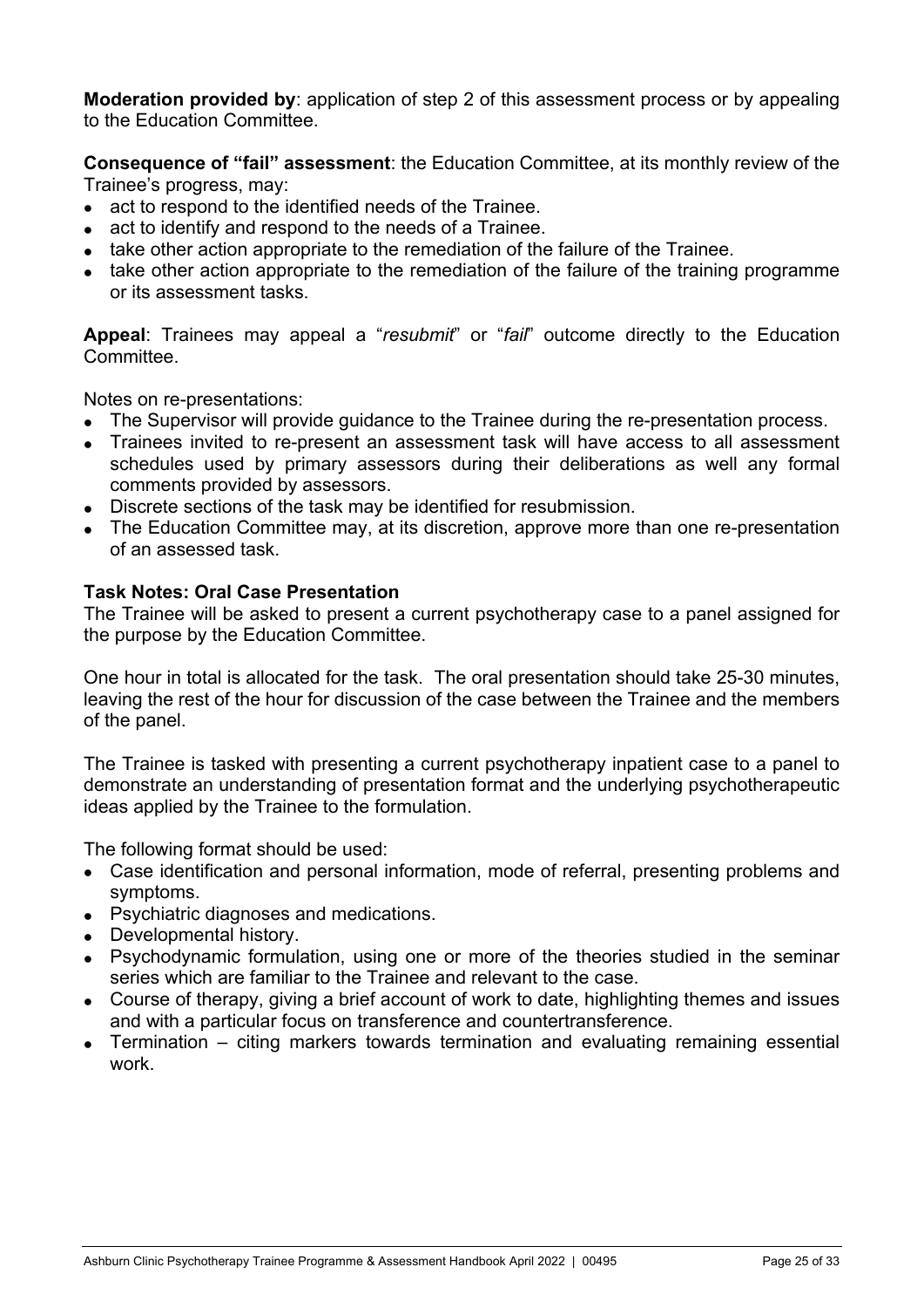**Moderation provided by**: application of step 2 of this assessment process or by appealing to the Education Committee.

**Consequence of "fail" assessment**: the Education Committee, at its monthly review of the Trainee's progress, may:

- act to respond to the identified needs of the Trainee.
- act to identify and respond to the needs of a Trainee.
- take other action appropriate to the remediation of the failure of the Trainee.
- take other action appropriate to the remediation of the failure of the training programme or its assessment tasks.

**Appeal**: Trainees may appeal a "*resubmit*" or "*fail*" outcome directly to the Education Committee.

Notes on re-presentations:

- The Supervisor will provide guidance to the Trainee during the re-presentation process.
- Trainees invited to re-present an assessment task will have access to all assessment schedules used by primary assessors during their deliberations as well any formal comments provided by assessors.
- Discrete sections of the task may be identified for resubmission.
- The Education Committee may, at its discretion, approve more than one re-presentation of an assessed task.

**Task Notes: Oral Case Presentation**

The Trainee will be asked to present a current psychotherapy case to a panel assigned for the purpose by the Education Committee.

One hour in total is allocated for the task. The oral presentation should take 25-30 minutes, leaving the rest of the hour for discussion of the case between the Trainee and the members of the panel.

The Trainee is tasked with presenting a current psychotherapy inpatient case to a panel to demonstrate an understanding of presentation format and the underlying psychotherapeutic ideas applied by the Trainee to the formulation.

The following format should be used:

- Case identification and personal information, mode of referral, presenting problems and symptoms.
- Psychiatric diagnoses and medications.
- Developmental history.
- Psychodynamic formulation, using one or more of the theories studied in the seminar series which are familiar to the Trainee and relevant to the case.
- Course of therapy, giving a brief account of work to date, highlighting themes and issues and with a particular focus on transference and countertransference.
- Termination – citing markers towards termination and evaluating remaining essential work.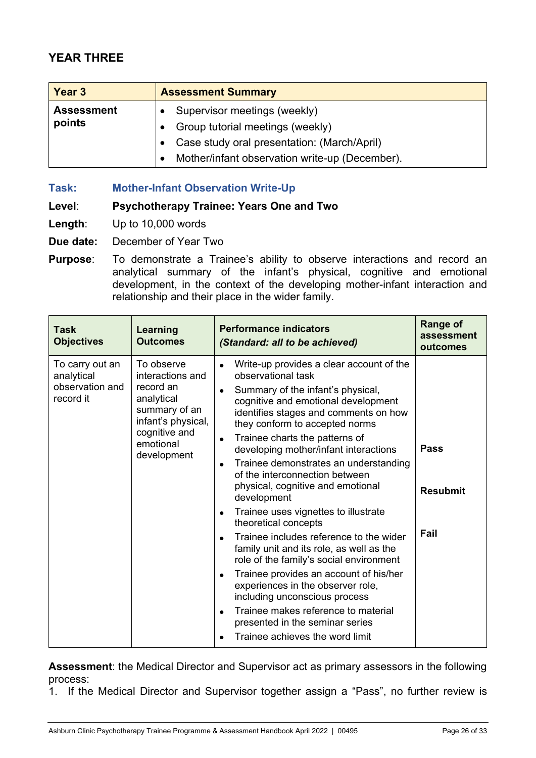## YEAR THREE

| Year 3 | Assessment Summary |
|---|---|
| **Assessment points** | • Supervisor meetings (weekly)<br>• Group tutorial meetings (weekly)<br>• Case study oral presentation: (March/April)<br>• Mother/infant observation write-up (December). |

**Task:** **Mother-Infant Observation Write-Up**

**Level**: **Psychotherapy Trainee: Years One and Two**

**Length**: Up to 10,000 words

**Due date:** December of Year Two

**Purpose**: To demonstrate a Trainee's ability to observe interactions and record an analytical summary of the infant's physical, cognitive and emotional development, in the context of the developing mother-infant interaction and relationship and their place in the wider family.

| Task Objectives | Learning Outcomes | Performance indicators *(Standard: all to be achieved)* | Range of assessment outcomes |
|---|---|---|---|
| To carry out an analytical observation and record it | To observe interactions and record an analytical summary of an infant's physical, cognitive and emotional development | • Write-up provides a clear account of the observational task<br>• Summary of the infant's physical, cognitive and emotional development identifies stages and comments on how they conform to accepted norms<br>• Trainee charts the patterns of developing mother/infant interactions<br>• Trainee demonstrates an understanding of the interconnection between physical, cognitive and emotional development<br>• Trainee uses vignettes to illustrate theoretical concepts<br>• Trainee includes reference to the wider family unit and its role, as well as the role of the family's social environment<br>• Trainee provides an account of his/her experiences in the observer role, including unconscious process<br>• Trainee makes reference to material presented in the seminar series<br>• Trainee achieves the word limit | **Pass**<br><br>**Resubmit**<br><br>**Fail** |

**Assessment**: the Medical Director and Supervisor act as primary assessors in the following process:

1. If the Medical Director and Supervisor together assign a "Pass", no further review is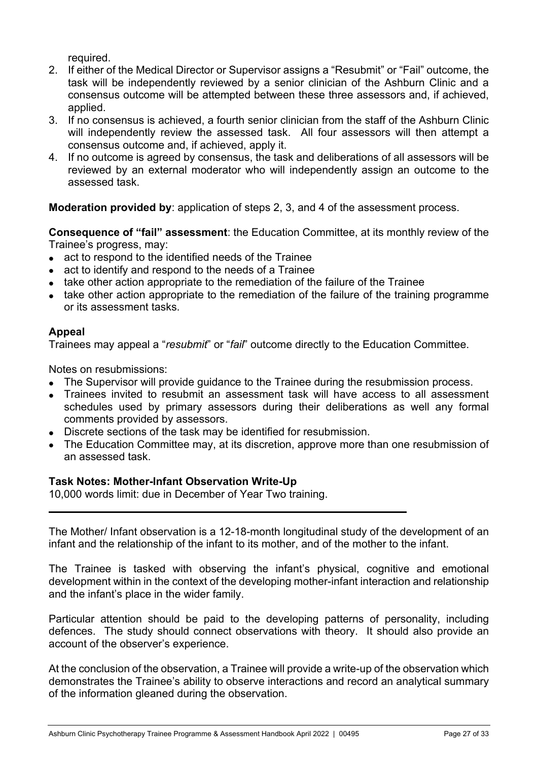required.

2. If either of the Medical Director or Supervisor assigns a "Resubmit" or "Fail" outcome, the task will be independently reviewed by a senior clinician of the Ashburn Clinic and a consensus outcome will be attempted between these three assessors and, if achieved, applied.
3. If no consensus is achieved, a fourth senior clinician from the staff of the Ashburn Clinic will independently review the assessed task. All four assessors will then attempt a consensus outcome and, if achieved, apply it.
4. If no outcome is agreed by consensus, the task and deliberations of all assessors will be reviewed by an external moderator who will independently assign an outcome to the assessed task.

**Moderation provided by**: application of steps 2, 3, and 4 of the assessment process.

**Consequence of "fail" assessment**: the Education Committee, at its monthly review of the Trainee's progress, may:

- act to respond to the identified needs of the Trainee
- act to identify and respond to the needs of a Trainee
- take other action appropriate to the remediation of the failure of the Trainee
- take other action appropriate to the remediation of the failure of the training programme or its assessment tasks.

### Appeal

Trainees may appeal a "*resubmit*" or "*fail*" outcome directly to the Education Committee.

Notes on resubmissions:

- The Supervisor will provide guidance to the Trainee during the resubmission process.
- Trainees invited to resubmit an assessment task will have access to all assessment schedules used by primary assessors during their deliberations as well any formal comments provided by assessors.
- Discrete sections of the task may be identified for resubmission.
- The Education Committee may, at its discretion, approve more than one resubmission of an assessed task.

### Task Notes: Mother-Infant Observation Write-Up

10,000 words limit: due in December of Year Two training.

---

The Mother/ Infant observation is a 12-18-month longitudinal study of the development of an infant and the relationship of the infant to its mother, and of the mother to the infant.

The Trainee is tasked with observing the infant's physical, cognitive and emotional development within in the context of the developing mother-infant interaction and relationship and the infant's place in the wider family.

Particular attention should be paid to the developing patterns of personality, including defences. The study should connect observations with theory. It should also provide an account of the observer's experience.

At the conclusion of the observation, a Trainee will provide a write-up of the observation which demonstrates the Trainee's ability to observe interactions and record an analytical summary of the information gleaned during the observation.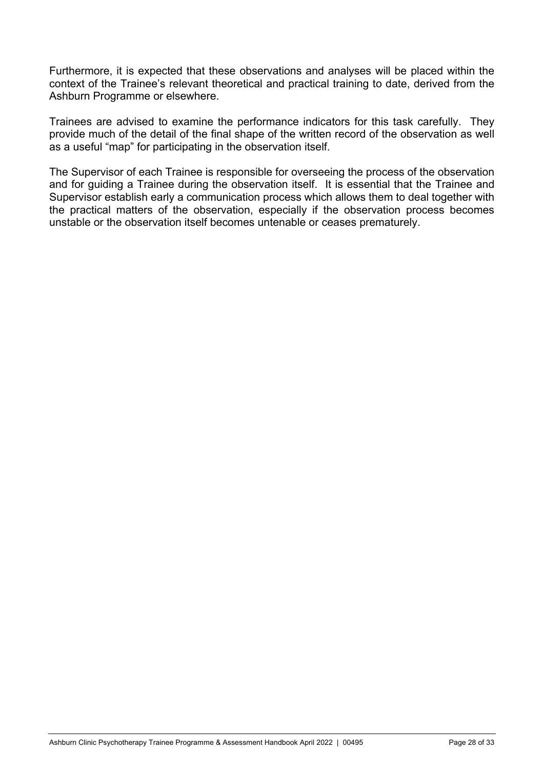Furthermore, it is expected that these observations and analyses will be placed within the context of the Trainee's relevant theoretical and practical training to date, derived from the Ashburn Programme or elsewhere.

Trainees are advised to examine the performance indicators for this task carefully. They provide much of the detail of the final shape of the written record of the observation as well as a useful "map" for participating in the observation itself.

The Supervisor of each Trainee is responsible for overseeing the process of the observation and for guiding a Trainee during the observation itself. It is essential that the Trainee and Supervisor establish early a communication process which allows them to deal together with the practical matters of the observation, especially if the observation process becomes unstable or the observation itself becomes untenable or ceases prematurely.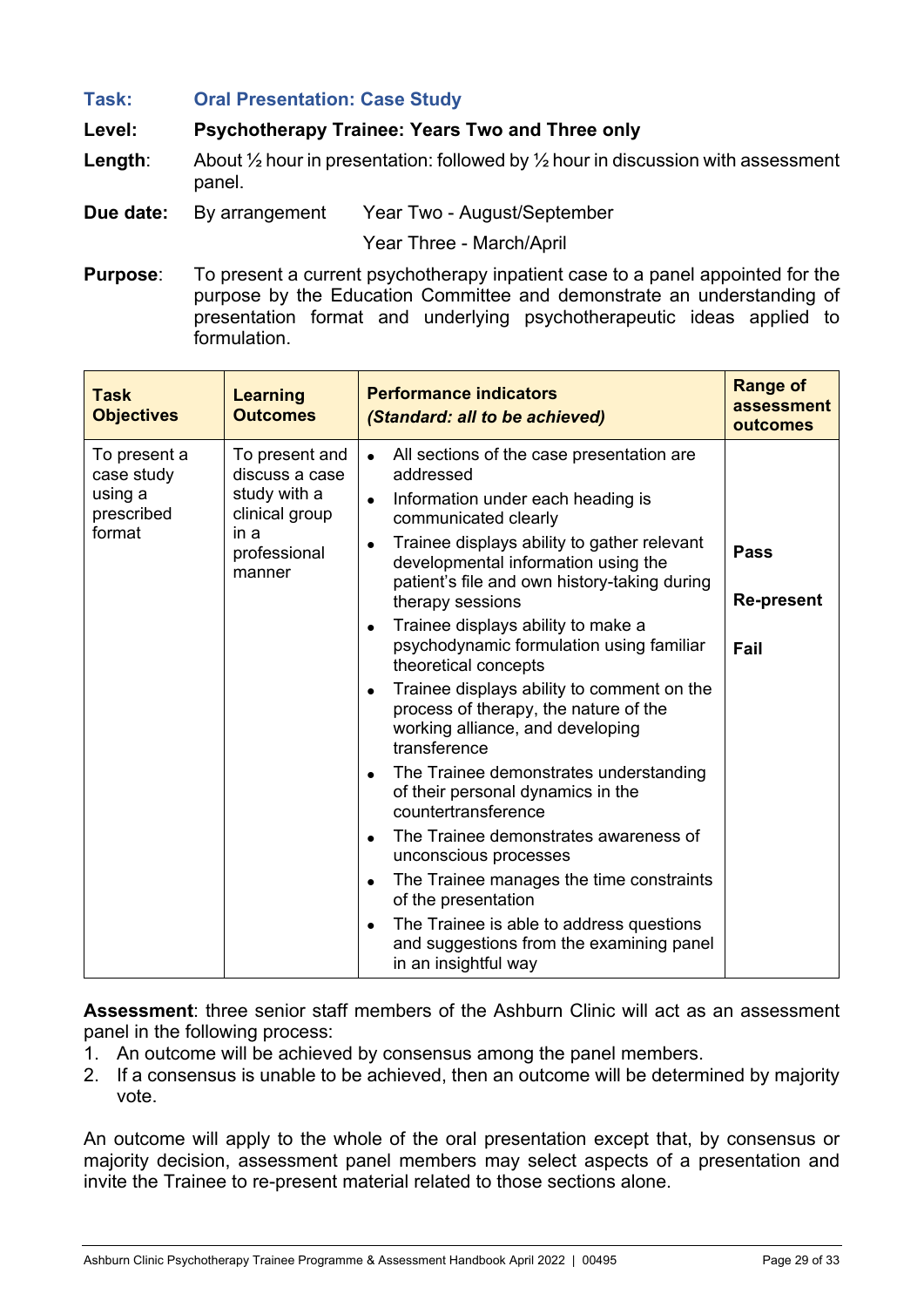**Task:** **Oral Presentation: Case Study**

**Level:** **Psychotherapy Trainee: Years Two and Three only**

**Length:** About ½ hour in presentation: followed by ½ hour in discussion with assessment panel.

**Due date:** By arrangement Year Two - August/September

Year Three - March/April

**Purpose:** To present a current psychotherapy inpatient case to a panel appointed for the purpose by the Education Committee and demonstrate an understanding of presentation format and underlying psychotherapeutic ideas applied to formulation.

| **Task Objectives** | **Learning Outcomes** | **Performance indicators** *(Standard: all to be achieved)* | **Range of assessment outcomes** |
|---|---|---|---|
| To present a case study using a prescribed format | To present and discuss a case study with a clinical group in a professional manner | • All sections of the case presentation are addressed<br>• Information under each heading is communicated clearly<br>• Trainee displays ability to gather relevant developmental information using the patient's file and own history-taking during therapy sessions<br>• Trainee displays ability to make a psychodynamic formulation using familiar theoretical concepts<br>• Trainee displays ability to comment on the process of therapy, the nature of the working alliance, and developing transference<br>• The Trainee demonstrates understanding of their personal dynamics in the countertransference<br>• The Trainee demonstrates awareness of unconscious processes<br>• The Trainee manages the time constraints of the presentation<br>• The Trainee is able to address questions and suggestions from the examining panel in an insightful way | **Pass**<br>**Re-present**<br>**Fail** |

**Assessment**: three senior staff members of the Ashburn Clinic will act as an assessment panel in the following process:

1. An outcome will be achieved by consensus among the panel members.
2. If a consensus is unable to be achieved, then an outcome will be determined by majority vote.

An outcome will apply to the whole of the oral presentation except that, by consensus or majority decision, assessment panel members may select aspects of a presentation and invite the Trainee to re-present material related to those sections alone.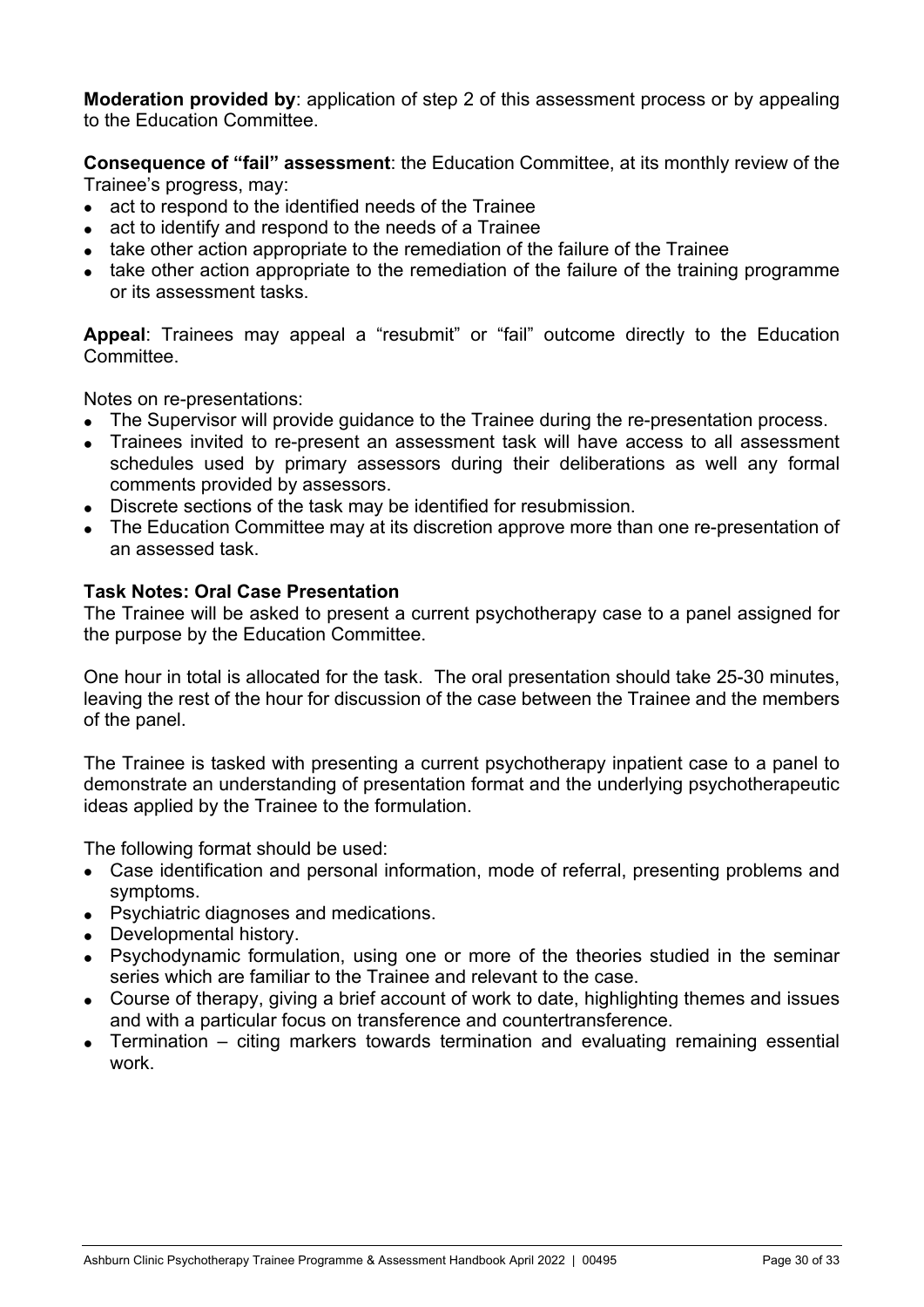**Moderation provided by**: application of step 2 of this assessment process or by appealing to the Education Committee.

**Consequence of "fail" assessment**: the Education Committee, at its monthly review of the Trainee's progress, may:

- act to respond to the identified needs of the Trainee
- act to identify and respond to the needs of a Trainee
- take other action appropriate to the remediation of the failure of the Trainee
- take other action appropriate to the remediation of the failure of the training programme or its assessment tasks.

**Appeal**: Trainees may appeal a "resubmit" or "fail" outcome directly to the Education Committee.

Notes on re-presentations:

- The Supervisor will provide guidance to the Trainee during the re-presentation process.
- Trainees invited to re-present an assessment task will have access to all assessment schedules used by primary assessors during their deliberations as well any formal comments provided by assessors.
- Discrete sections of the task may be identified for resubmission.
- The Education Committee may at its discretion approve more than one re-presentation of an assessed task.

**Task Notes: Oral Case Presentation**

The Trainee will be asked to present a current psychotherapy case to a panel assigned for the purpose by the Education Committee.

One hour in total is allocated for the task. The oral presentation should take 25-30 minutes, leaving the rest of the hour for discussion of the case between the Trainee and the members of the panel.

The Trainee is tasked with presenting a current psychotherapy inpatient case to a panel to demonstrate an understanding of presentation format and the underlying psychotherapeutic ideas applied by the Trainee to the formulation.

The following format should be used:

- Case identification and personal information, mode of referral, presenting problems and symptoms.
- Psychiatric diagnoses and medications.
- Developmental history.
- Psychodynamic formulation, using one or more of the theories studied in the seminar series which are familiar to the Trainee and relevant to the case.
- Course of therapy, giving a brief account of work to date, highlighting themes and issues and with a particular focus on transference and countertransference.
- Termination – citing markers towards termination and evaluating remaining essential work.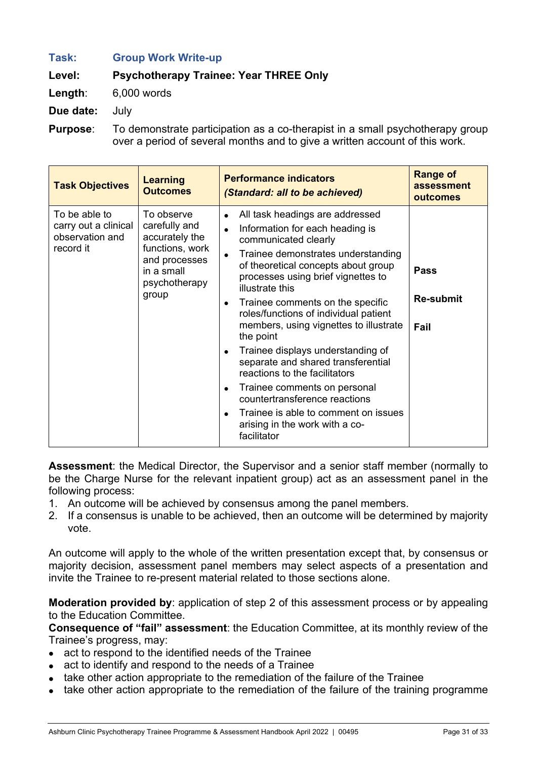**Task:** **Group Work Write-up**

**Level:** **Psychotherapy Trainee: Year THREE Only**

**Length:** 6,000 words

**Due date:** July

**Purpose:** To demonstrate participation as a co-therapist in a small psychotherapy group over a period of several months and to give a written account of this work.

| Task Objectives | Learning Outcomes | Performance indicators *(Standard: all to be achieved)* | Range of assessment outcomes |
|---|---|---|---|
| To be able to carry out a clinical observation and record it | To observe carefully and accurately the functions, work and processes in a small psychotherapy group | • All task headings are addressed<br>• Information for each heading is communicated clearly<br>• Trainee demonstrates understanding of theoretical concepts about group processes using brief vignettes to illustrate this<br>• Trainee comments on the specific roles/functions of individual patient members, using vignettes to illustrate the point<br>• Trainee displays understanding of separate and shared transferential reactions to the facilitators<br>• Trainee comments on personal countertransference reactions<br>• Trainee is able to comment on issues arising in the work with a co-facilitator | **Pass**<br>**Re-submit**<br>**Fail** |

**Assessment**: the Medical Director, the Supervisor and a senior staff member (normally to be the Charge Nurse for the relevant inpatient group) act as an assessment panel in the following process:

1. An outcome will be achieved by consensus among the panel members.
2. If a consensus is unable to be achieved, then an outcome will be determined by majority vote.

An outcome will apply to the whole of the written presentation except that, by consensus or majority decision, assessment panel members may select aspects of a presentation and invite the Trainee to re-present material related to those sections alone.

**Moderation provided by**: application of step 2 of this assessment process or by appealing to the Education Committee.

**Consequence of "fail" assessment**: the Education Committee, at its monthly review of the Trainee's progress, may:

- act to respond to the identified needs of the Trainee
- act to identify and respond to the needs of a Trainee
- take other action appropriate to the remediation of the failure of the Trainee
- take other action appropriate to the remediation of the failure of the training programme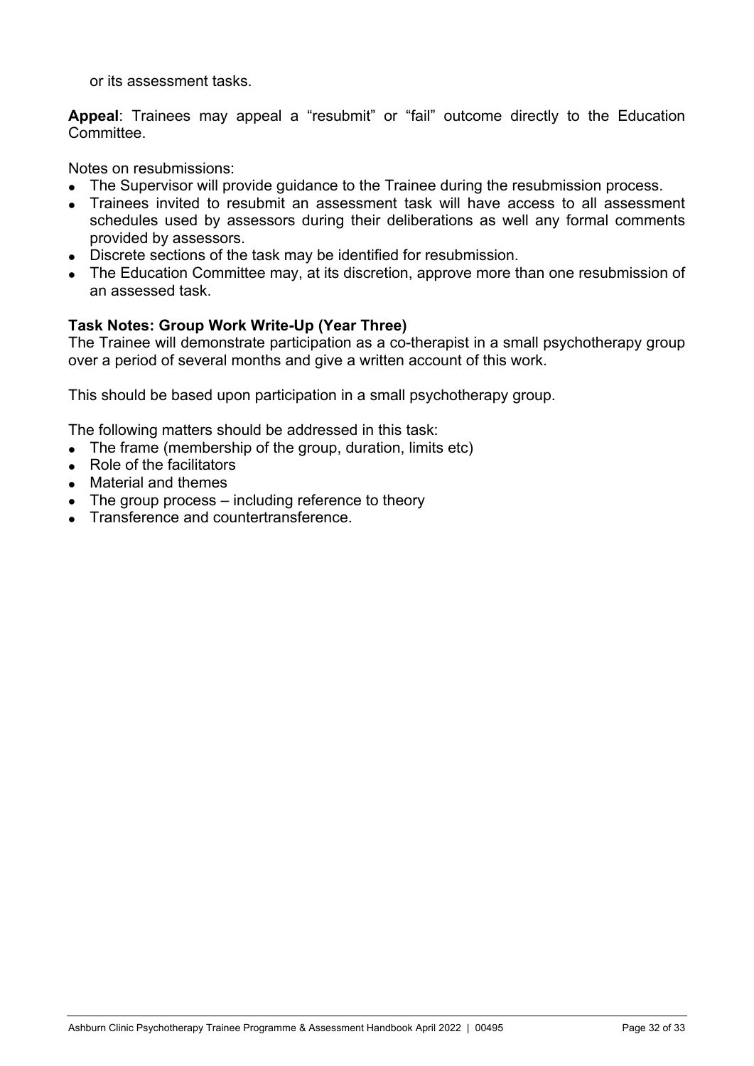or its assessment tasks.

**Appeal**: Trainees may appeal a “resubmit” or “fail” outcome directly to the Education Committee.

Notes on resubmissions:

- The Supervisor will provide guidance to the Trainee during the resubmission process.
- Trainees invited to resubmit an assessment task will have access to all assessment schedules used by assessors during their deliberations as well any formal comments provided by assessors.
- Discrete sections of the task may be identified for resubmission.
- The Education Committee may, at its discretion, approve more than one resubmission of an assessed task.

**Task Notes: Group Work Write-Up (Year Three)**

The Trainee will demonstrate participation as a co-therapist in a small psychotherapy group over a period of several months and give a written account of this work.

This should be based upon participation in a small psychotherapy group.

The following matters should be addressed in this task:

- The frame (membership of the group, duration, limits etc)
- Role of the facilitators
- Material and themes
- The group process – including reference to theory
- Transference and countertransference.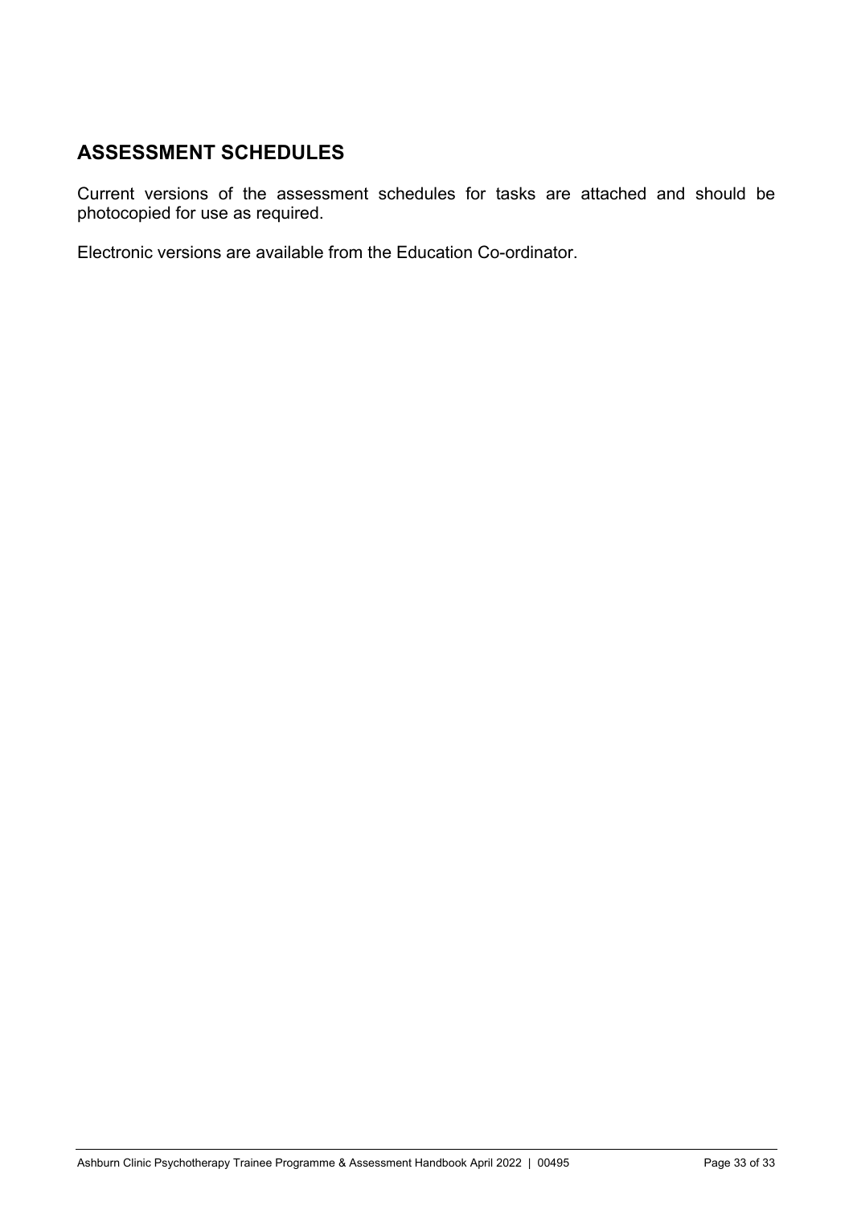## ASSESSMENT SCHEDULES

Current versions of the assessment schedules for tasks are attached and should be photocopied for use as required.

Electronic versions are available from the Education Co-ordinator.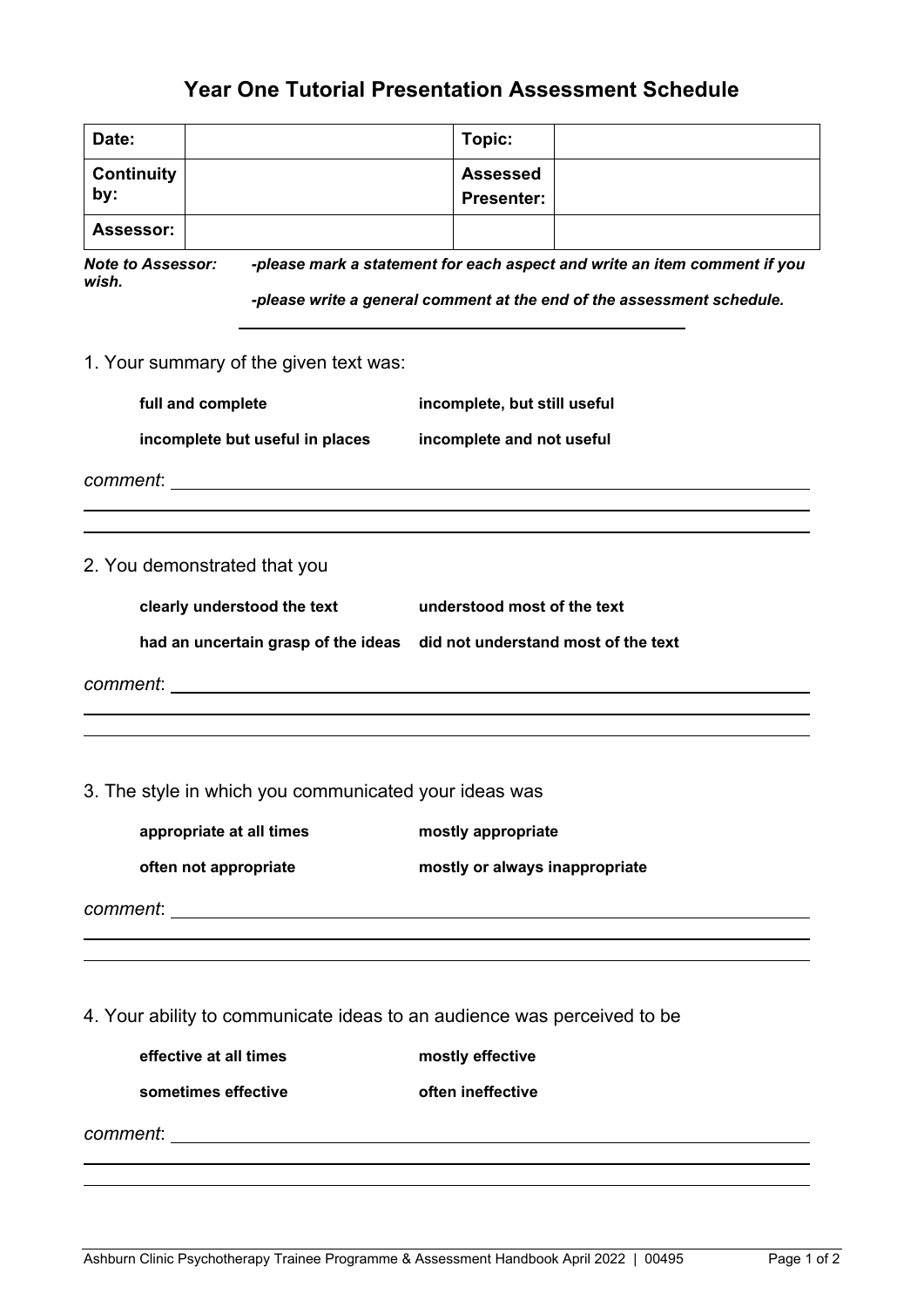# Year One Tutorial Presentation Assessment Schedule

| **Date:** | | **Topic:** | |
|---|---|---|---|
| **Continuity by:** | | **Assessed Presenter:** | |
| **Assessor:** | | | |

***Note to Assessor:*** ***-please mark a statement for each aspect and write an item comment if you wish.***

***-please write a general comment at the end of the assessment schedule.***

---

1. Your summary of the given text was:

| | |
|---|---|
| **full and complete** | **incomplete, but still useful** |
| **incomplete but useful in places** | **incomplete and not useful** |

*comment*: ______________________________________________

______________________________________________

______________________________________________

2. You demonstrated that you

| | |
|---|---|
| **clearly understood the text** | **understood most of the text** |
| **had an uncertain grasp of the ideas** | **did not understand most of the text** |

*comment*: ______________________________________________

______________________________________________

______________________________________________

3. The style in which you communicated your ideas was

| | |
|---|---|
| **appropriate at all times** | **mostly appropriate** |
| **often not appropriate** | **mostly or always inappropriate** |

*comment*: ______________________________________________

______________________________________________

______________________________________________

4. Your ability to communicate ideas to an audience was perceived to be

| | |
|---|---|
| **effective at all times** | **mostly effective** |
| **sometimes effective** | **often ineffective** |

*comment*: ______________________________________________

______________________________________________

______________________________________________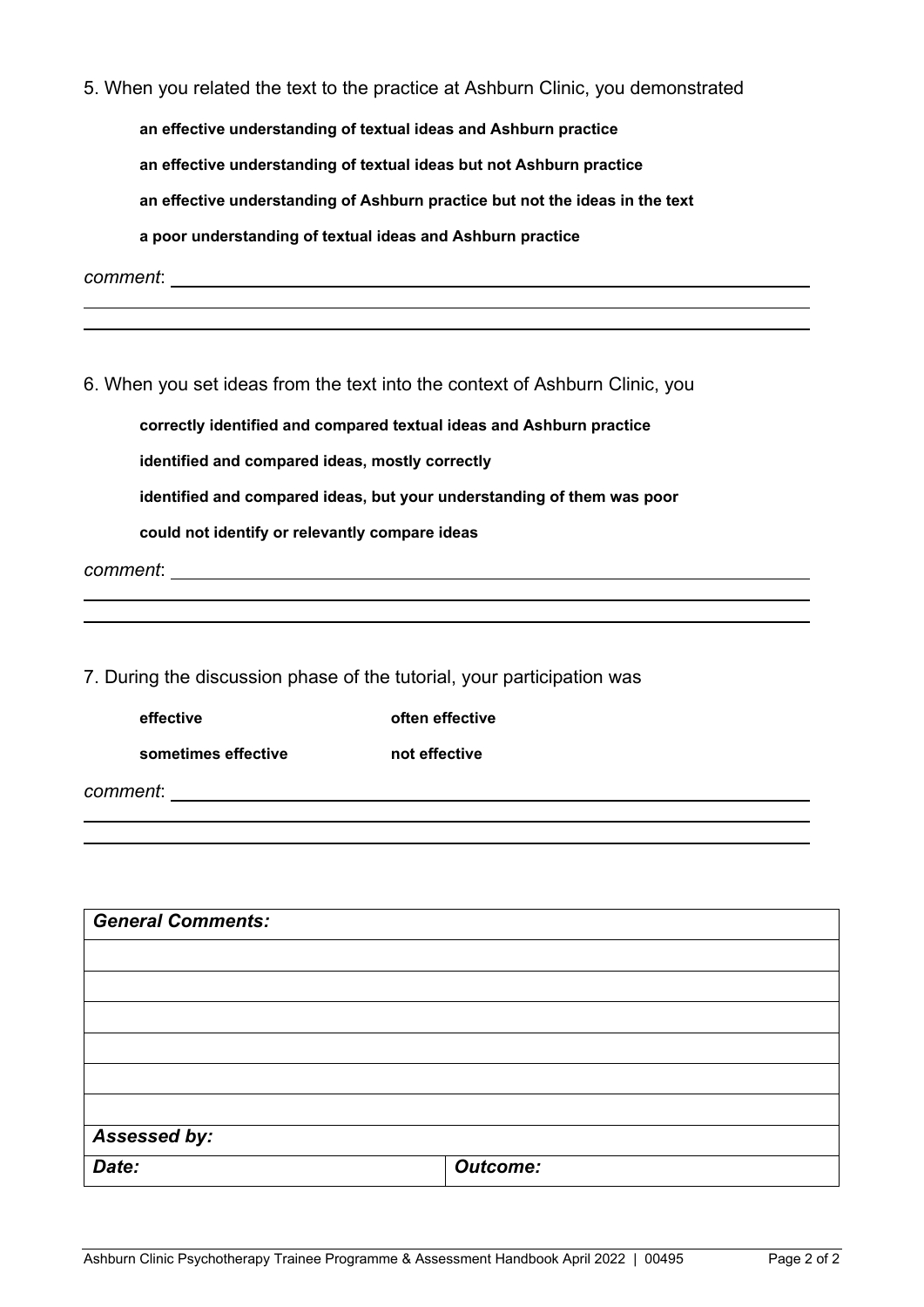5. When you related the text to the practice at Ashburn Clinic, you demonstrated

**an effective understanding of textual ideas and Ashburn practice**

**an effective understanding of textual ideas but not Ashburn practice**

**an effective understanding of Ashburn practice but not the ideas in the text**

**a poor understanding of textual ideas and Ashburn practice**

*comment*: \_\_\_\_\_\_\_\_\_\_\_\_\_\_\_\_\_\_\_\_\_\_\_\_\_\_\_\_\_\_\_\_\_\_\_\_\_\_\_\_\_\_\_\_\_\_\_\_\_\_\_\_\_\_\_\_\_\_\_\_

6. When you set ideas from the text into the context of Ashburn Clinic, you

**correctly identified and compared textual ideas and Ashburn practice**

**identified and compared ideas, mostly correctly**

**identified and compared ideas, but your understanding of them was poor**

**could not identify or relevantly compare ideas**

*comment*: \_\_\_\_\_\_\_\_\_\_\_\_\_\_\_\_\_\_\_\_\_\_\_\_\_\_\_\_\_\_\_\_\_\_\_\_\_\_\_\_\_\_\_\_\_\_\_\_\_\_\_\_\_\_\_\_\_\_\_\_

7. During the discussion phase of the tutorial, your participation was

| | |
|---|---|
| **effective** | **often effective** |
| **sometimes effective** | **not effective** |

*comment*: \_\_\_\_\_\_\_\_\_\_\_\_\_\_\_\_\_\_\_\_\_\_\_\_\_\_\_\_\_\_\_\_\_\_\_\_\_\_\_\_\_\_\_\_\_\_\_\_\_\_\_\_\_\_\_\_\_\_\_\_

| ***General Comments:*** | |
|---|---|
| | |
| | |
| | |
| | |
| | |
| | |
| ***Assessed by:*** | |
| ***Date:*** | ***Outcome:*** |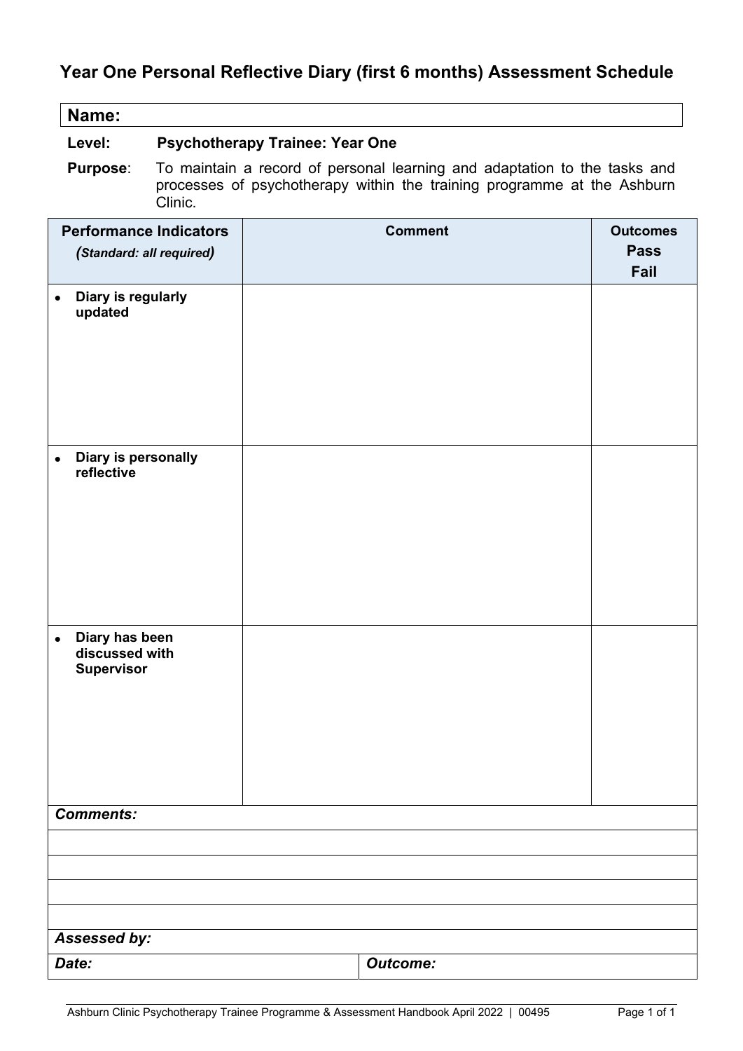# Year One Personal Reflective Diary (first 6 months) Assessment Schedule

**Name:**

**Level:** **Psychotherapy Trainee: Year One**

**Purpose**: To maintain a record of personal learning and adaptation to the tasks and processes of psychotherapy within the training programme at the Ashburn Clinic.

| **Performance Indicators** *(Standard: all required)* | **Comment** | **Outcomes Pass Fail** |
|---|---|---|
| • **Diary is regularly updated** | | |
| • **Diary is personally reflective** | | |
| • **Diary has been discussed with Supervisor** | | |

| ***Comments:*** | |
|---|---|
| | |
| | |
| | |
| | |
| ***Assessed by:*** | |
| ***Date:*** | ***Outcome:*** |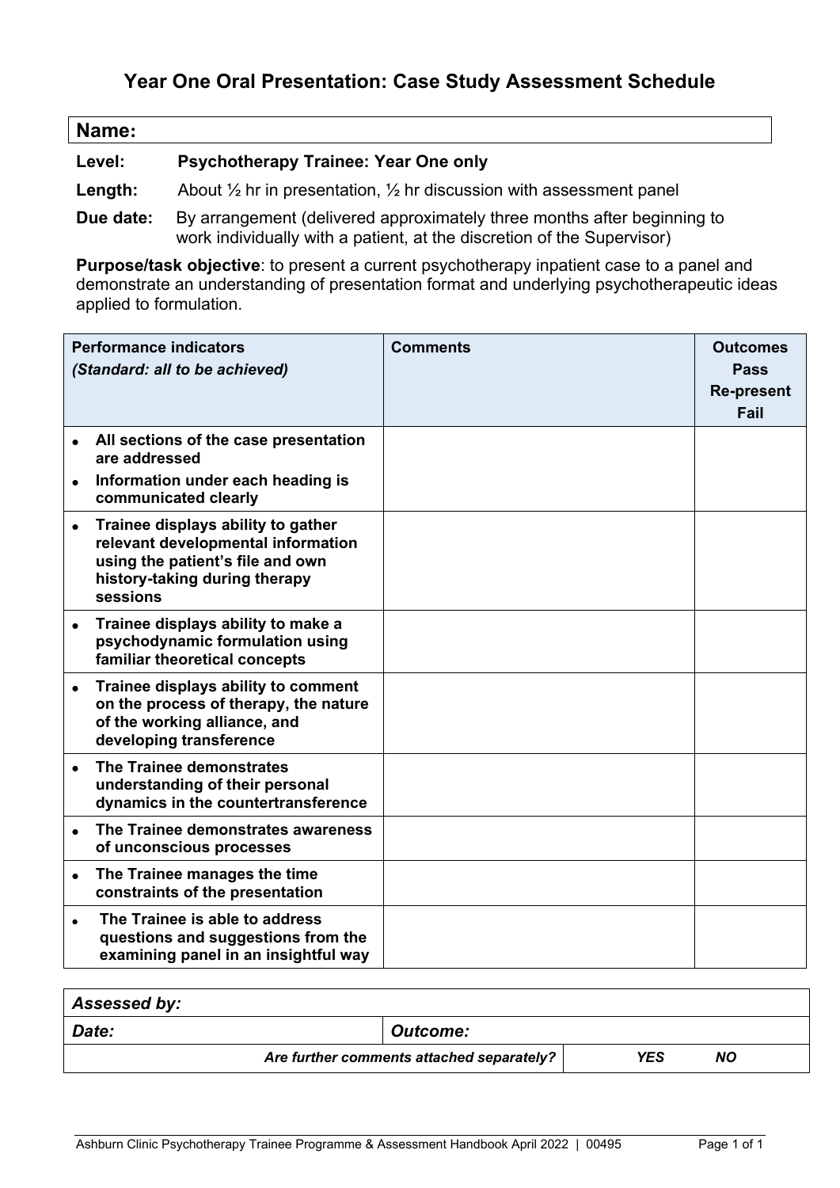# Year One Oral Presentation: Case Study Assessment Schedule

| **Name:** |
|---|

**Level:** **Psychotherapy Trainee: Year One only**

**Length:** About ½ hr in presentation, ½ hr discussion with assessment panel

**Due date:** By arrangement (delivered approximately three months after beginning to work individually with a patient, at the discretion of the Supervisor)

**Purpose/task objective**: to present a current psychotherapy inpatient case to a panel and demonstrate an understanding of presentation format and underlying psychotherapeutic ideas applied to formulation.

| **Performance indicators** *(Standard: all to be achieved)* | **Comments** | **Outcomes** Pass Re-present Fail |
|---|---|---|
| • **All sections of the case presentation are addressed** <br> • **Information under each heading is communicated clearly** | | |
| • **Trainee displays ability to gather relevant developmental information using the patient's file and own history-taking during therapy sessions** | | |
| • **Trainee displays ability to make a psychodynamic formulation using familiar theoretical concepts** | | |
| • **Trainee displays ability to comment on the process of therapy, the nature of the working alliance, and developing transference** | | |
| • **The Trainee demonstrates understanding of their personal dynamics in the countertransference** | | |
| • **The Trainee demonstrates awareness of unconscious processes** | | |
| • **The Trainee manages the time constraints of the presentation** | | |
| • **The Trainee is able to address questions and suggestions from the examining panel in an insightful way** | | |

| ***Assessed by:*** | |
|---|---|
| ***Date:*** | ***Outcome:*** |
| ***Are further comments attached separately?*** | ***YES NO*** |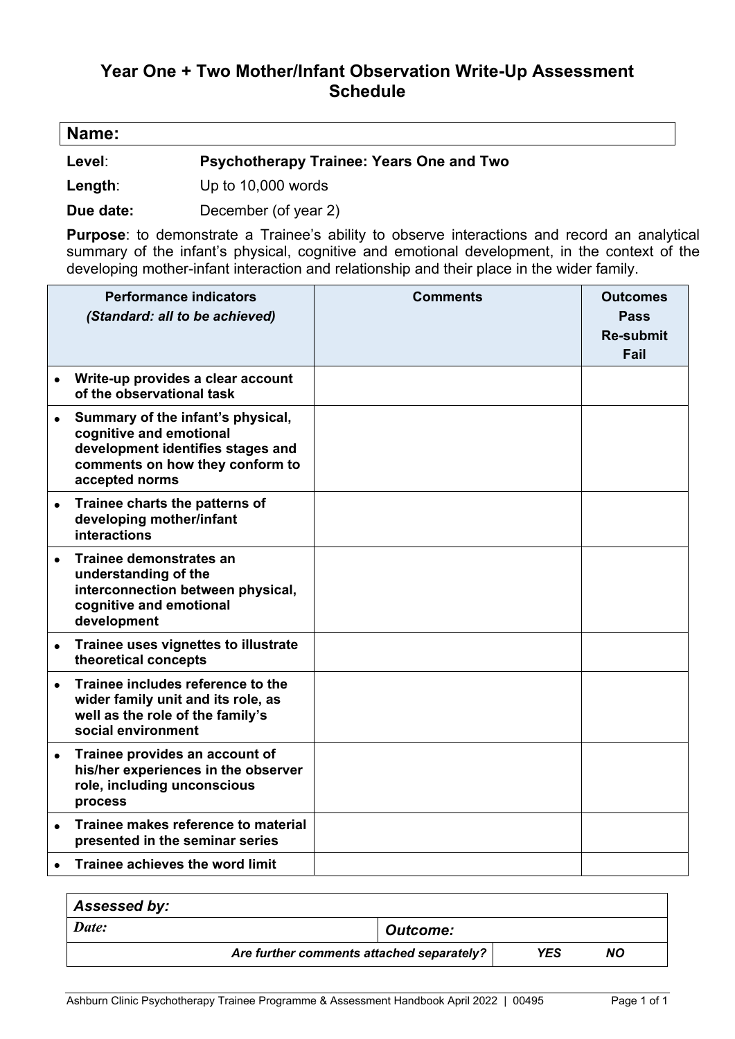# Year One + Two Mother/Infant Observation Write-Up Assessment Schedule

| **Name:** |
|---|

**Level**: **Psychotherapy Trainee: Years One and Two**

**Length**: Up to 10,000 words

**Due date:** December (of year 2)

**Purpose**: to demonstrate a Trainee's ability to observe interactions and record an analytical summary of the infant's physical, cognitive and emotional development, in the context of the developing mother-infant interaction and relationship and their place in the wider family.

| **Performance indicators** *(Standard: all to be achieved)* | **Comments** | **Outcomes** Pass Re-submit Fail |
|---|---|---|
| • **Write-up provides a clear account of the observational task** | | |
| • **Summary of the infant's physical, cognitive and emotional development identifies stages and comments on how they conform to accepted norms** | | |
| • **Trainee charts the patterns of developing mother/infant interactions** | | |
| • **Trainee demonstrates an understanding of the interconnection between physical, cognitive and emotional development** | | |
| • **Trainee uses vignettes to illustrate theoretical concepts** | | |
| • **Trainee includes reference to the wider family unit and its role, as well as the role of the family's social environment** | | |
| • **Trainee provides an account of his/her experiences in the observer role, including unconscious process** | | |
| • **Trainee makes reference to material presented in the seminar series** | | |
| • **Trainee achieves the word limit** | | |

| ***Assessed by:*** | | |
|---|---|---|
| ***Date:*** | ***Outcome:*** | |
| ***Are further comments attached separately?*** | ***YES*** | ***NO*** |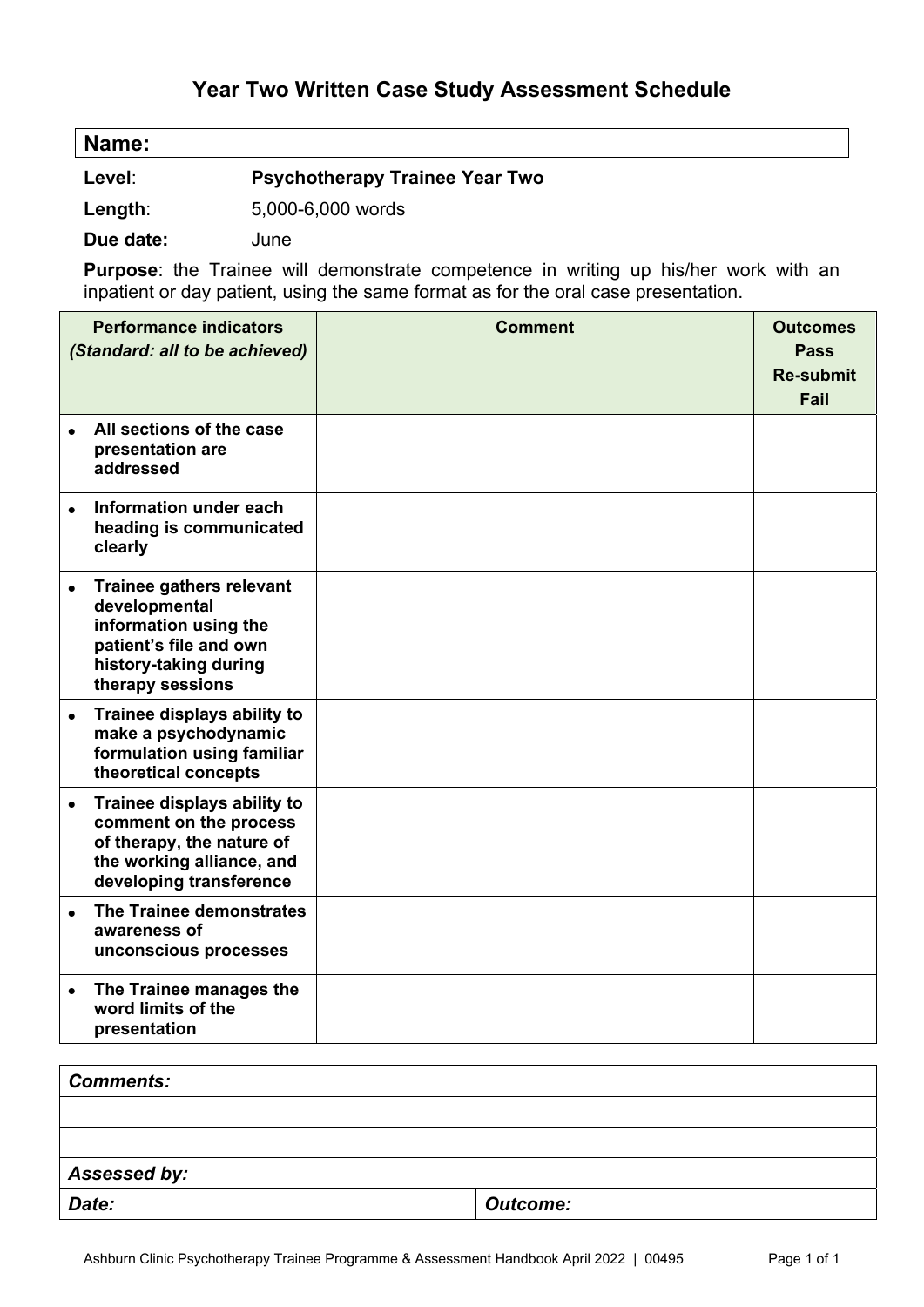# Year Two Written Case Study Assessment Schedule

**Name:**

**Level**: **Psychotherapy Trainee Year Two**

**Length**: 5,000-6,000 words

**Due date:** June

**Purpose**: the Trainee will demonstrate competence in writing up his/her work with an inpatient or day patient, using the same format as for the oral case presentation.

| **Performance indicators** *(Standard: all to be achieved)* | **Comment** | **Outcomes** Pass Re-submit Fail |
|---|---|---|
| • **All sections of the case presentation are addressed** | | |
| • **Information under each heading is communicated clearly** | | |
| • **Trainee gathers relevant developmental information using the patient's file and own history-taking during therapy sessions** | | |
| • **Trainee displays ability to make a psychodynamic formulation using familiar theoretical concepts** | | |
| • **Trainee displays ability to comment on the process of therapy, the nature of the working alliance, and developing transference** | | |
| • **The Trainee demonstrates awareness of unconscious processes** | | |
| • **The Trainee manages the word limits of the presentation** | | |

| ***Comments:*** | |
|---|---|
| | |
| | |
| ***Assessed by:*** | |
| ***Date:*** | ***Outcome:*** |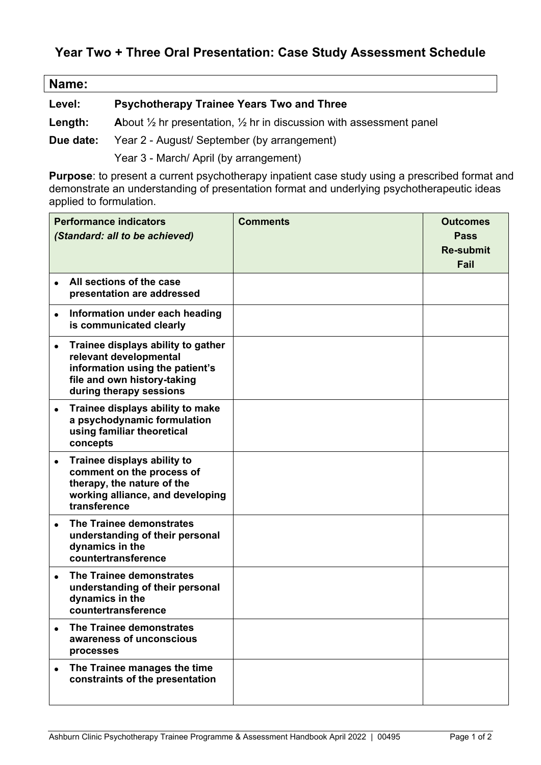# Year Two + Three Oral Presentation: Case Study Assessment Schedule

**Name:**

**Level:** **Psychotherapy Trainee Years Two and Three**

**Length:** **A**bout ½ hr presentation, ½ hr in discussion with assessment panel

**Due date:** Year 2 - August/ September (by arrangement)

Year 3 - March/ April (by arrangement)

**Purpose**: to present a current psychotherapy inpatient case study using a prescribed format and demonstrate an understanding of presentation format and underlying psychotherapeutic ideas applied to formulation.

| **Performance indicators** ***(Standard: all to be achieved)*** | **Comments** | **Outcomes** **Pass** **Re-submit** **Fail** |
|---|---|---|
| • **All sections of the case presentation are addressed** | | |
| • **Information under each heading is communicated clearly** | | |
| • **Trainee displays ability to gather relevant developmental information using the patient's file and own history-taking during therapy sessions** | | |
| • **Trainee displays ability to make a psychodynamic formulation using familiar theoretical concepts** | | |
| • **Trainee displays ability to comment on the process of therapy, the nature of the working alliance, and developing transference** | | |
| • **The Trainee demonstrates understanding of their personal dynamics in the countertransference** | | |
| • **The Trainee demonstrates understanding of their personal dynamics in the countertransference** | | |
| • **The Trainee demonstrates awareness of unconscious processes** | | |
| • **The Trainee manages the time constraints of the presentation** | | |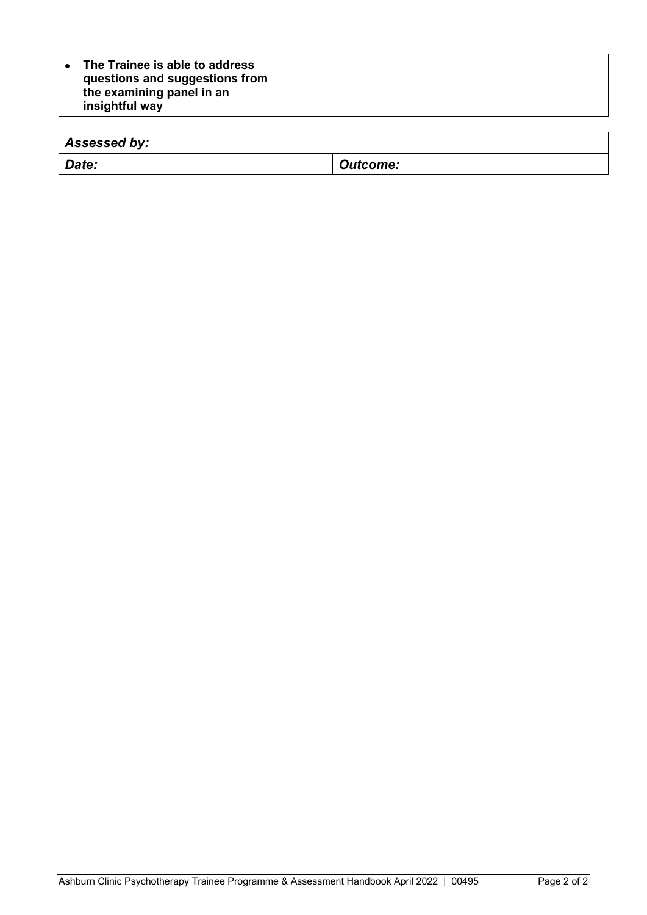| | | |
|---|---|---|
| • **The Trainee is able to address questions and suggestions from the examining panel in an insightful way** | | |

| ***Assessed by:*** | |
|---|---|
| ***Date:*** | ***Outcome:*** |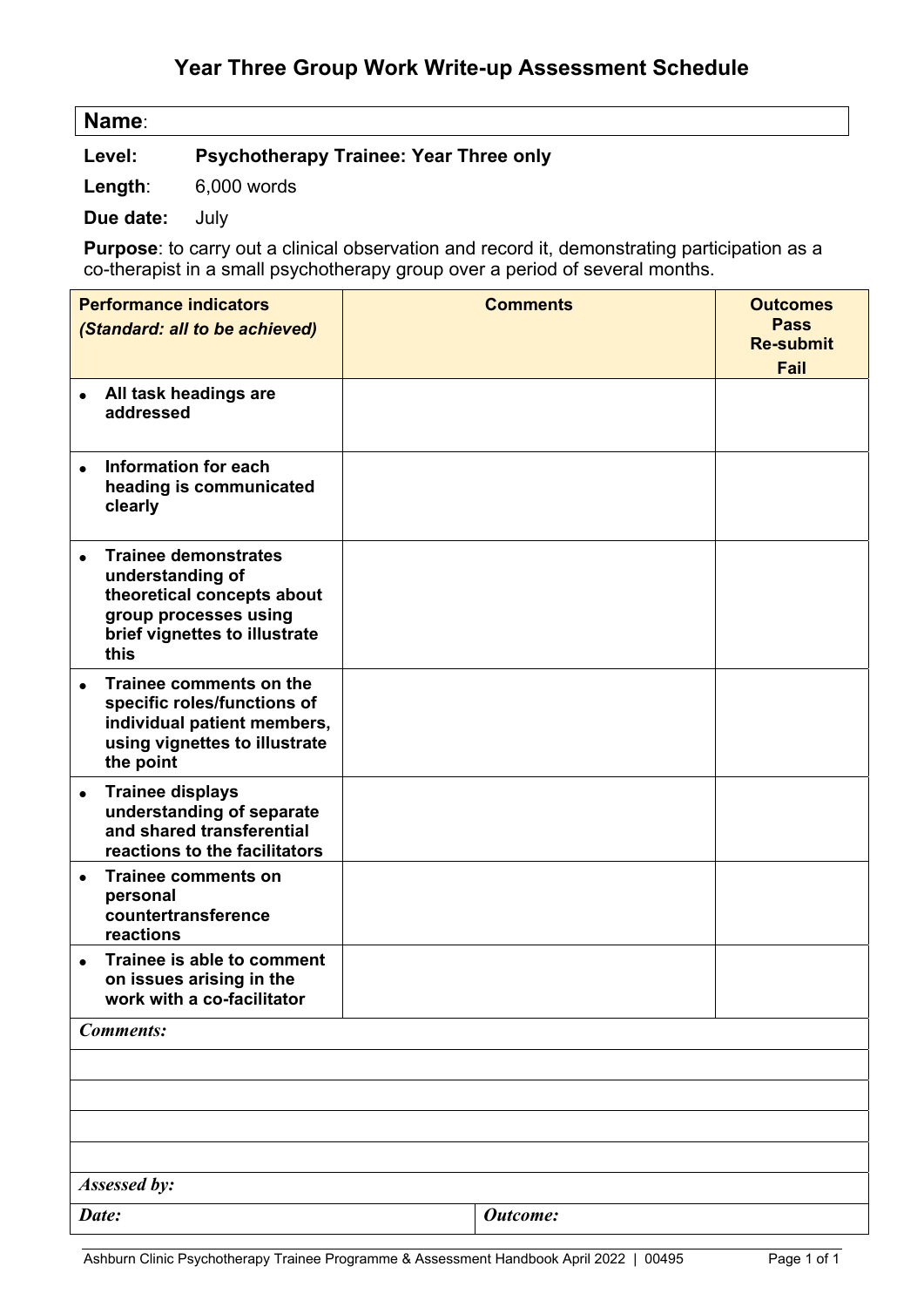# Year Three Group Work Write-up Assessment Schedule

**Name**:

**Level:** **Psychotherapy Trainee: Year Three only**

**Length**: 6,000 words

**Due date:** July

**Purpose**: to carry out a clinical observation and record it, demonstrating participation as a co-therapist in a small psychotherapy group over a period of several months.

| **Performance indicators** ***(Standard: all to be achieved)*** | **Comments** | **Outcomes Pass Re-submit Fail** |
|---|---|---|
| • **All task headings are addressed** | | |
| • **Information for each heading is communicated clearly** | | |
| • **Trainee demonstrates understanding of theoretical concepts about group processes using brief vignettes to illustrate this** | | |
| • **Trainee comments on the specific roles/functions of individual patient members, using vignettes to illustrate the point** | | |
| • **Trainee displays understanding of separate and shared transferential reactions to the facilitators** | | |
| • **Trainee comments on personal countertransference reactions** | | |
| • **Trainee is able to comment on issues arising in the work with a co-facilitator** | | |

***Comments:***

***Assessed by:***

| | |
|---|---|
| ***Date:*** | ***Outcome:*** |